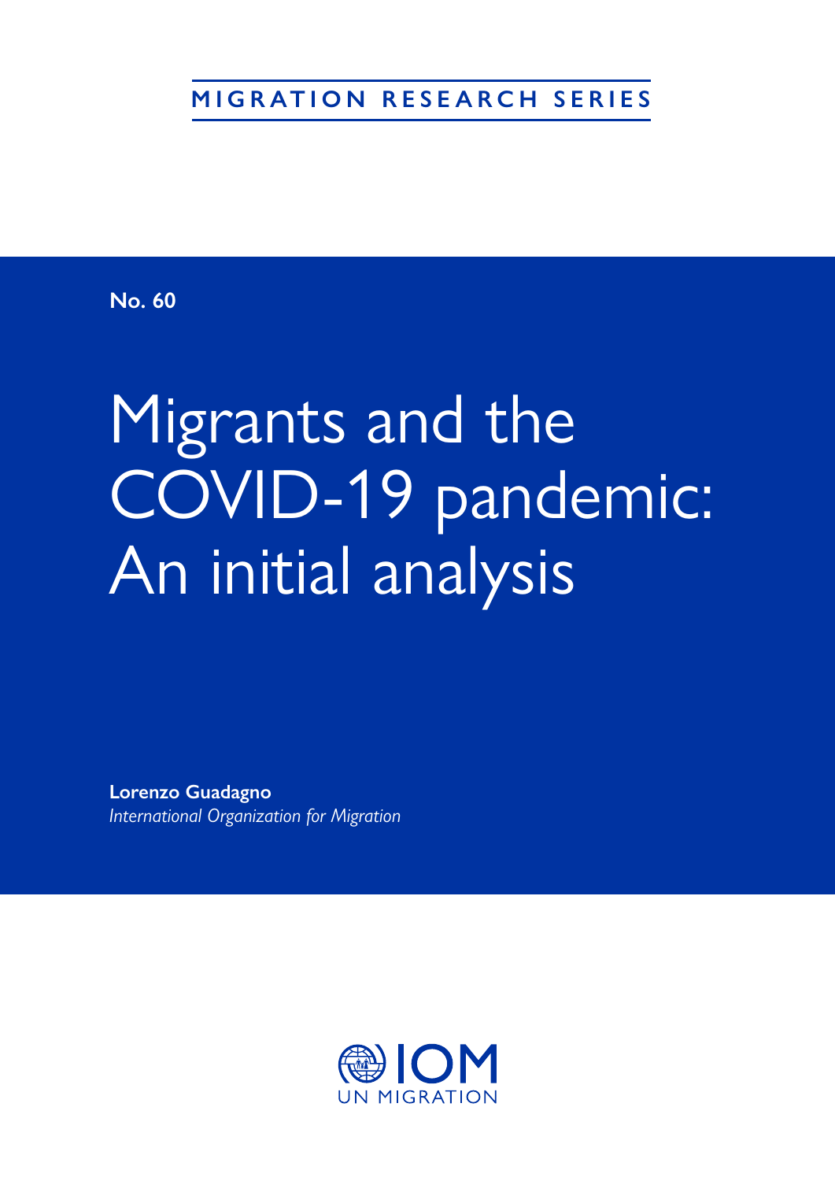MIGRATION RESEARCH SERIES

**No. 60**

# Migrants and the COVID-19 pandemic: An initial analysis

**Lorenzo Guadagno**
*International Organization for Migration*

IOM
UN MIGRATION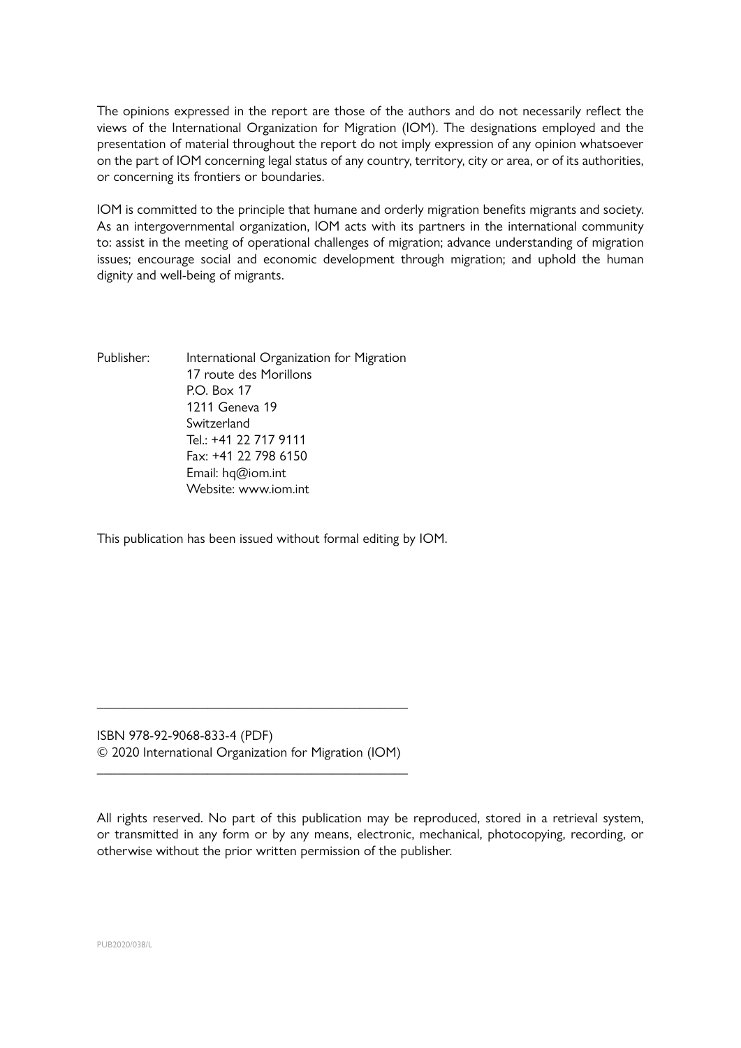The opinions expressed in the report are those of the authors and do not necessarily reflect the views of the International Organization for Migration (IOM). The designations employed and the presentation of material throughout the report do not imply expression of any opinion whatsoever on the part of IOM concerning legal status of any country, territory, city or area, or of its authorities, or concerning its frontiers or boundaries.

IOM is committed to the principle that humane and orderly migration benefits migrants and society. As an intergovernmental organization, IOM acts with its partners in the international community to: assist in the meeting of operational challenges of migration; advance understanding of migration issues; encourage social and economic development through migration; and uphold the human dignity and well-being of migrants.

Publisher: International Organization for Migration
17 route des Morillons
P.O. Box 17
1211 Geneva 19
Switzerland
Tel.: +41 22 717 9111
Fax: +41 22 798 6150
Email: hq@iom.int
Website: www.iom.int

This publication has been issued without formal editing by IOM.

---

ISBN 978-92-9068-833-4 (PDF)
© 2020 International Organization for Migration (IOM)

---

All rights reserved. No part of this publication may be reproduced, stored in a retrieval system, or transmitted in any form or by any means, electronic, mechanical, photocopying, recording, or otherwise without the prior written permission of the publisher.

PUB2020/038/L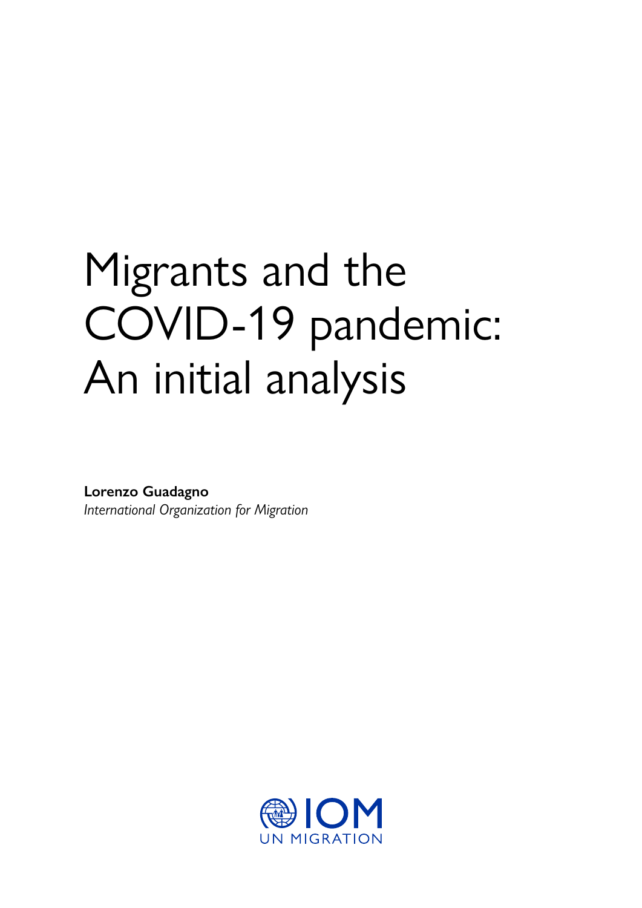# Migrants and the COVID-19 pandemic: An initial analysis

**Lorenzo Guadagno**
*International Organization for Migration*

IOM
UN MIGRATION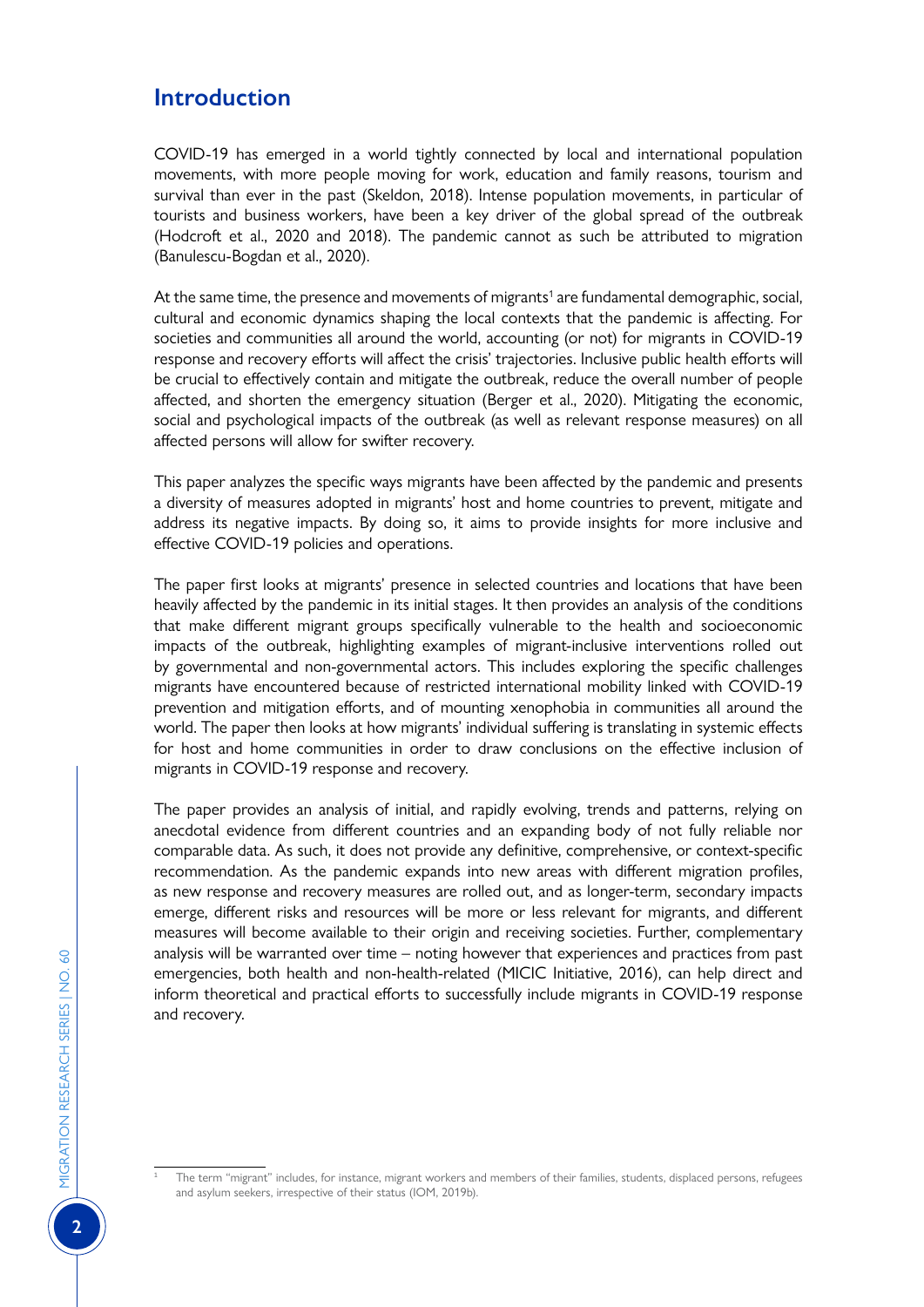## Introduction

COVID-19 has emerged in a world tightly connected by local and international population movements, with more people moving for work, education and family reasons, tourism and survival than ever in the past (Skeldon, 2018). Intense population movements, in particular of tourists and business workers, have been a key driver of the global spread of the outbreak (Hodcroft et al., 2020 and 2018). The pandemic cannot as such be attributed to migration (Banulescu-Bogdan et al., 2020).

At the same time, the presence and movements of migrants[1] are fundamental demographic, social, cultural and economic dynamics shaping the local contexts that the pandemic is affecting. For societies and communities all around the world, accounting (or not) for migrants in COVID-19 response and recovery efforts will affect the crisis' trajectories. Inclusive public health efforts will be crucial to effectively contain and mitigate the outbreak, reduce the overall number of people affected, and shorten the emergency situation (Berger et al., 2020). Mitigating the economic, social and psychological impacts of the outbreak (as well as relevant response measures) on all affected persons will allow for swifter recovery.

This paper analyzes the specific ways migrants have been affected by the pandemic and presents a diversity of measures adopted in migrants' host and home countries to prevent, mitigate and address its negative impacts. By doing so, it aims to provide insights for more inclusive and effective COVID-19 policies and operations.

The paper first looks at migrants' presence in selected countries and locations that have been heavily affected by the pandemic in its initial stages. It then provides an analysis of the conditions that make different migrant groups specifically vulnerable to the health and socioeconomic impacts of the outbreak, highlighting examples of migrant-inclusive interventions rolled out by governmental and non-governmental actors. This includes exploring the specific challenges migrants have encountered because of restricted international mobility linked with COVID-19 prevention and mitigation efforts, and of mounting xenophobia in communities all around the world. The paper then looks at how migrants' individual suffering is translating in systemic effects for host and home communities in order to draw conclusions on the effective inclusion of migrants in COVID-19 response and recovery.

The paper provides an analysis of initial, and rapidly evolving, trends and patterns, relying on anecdotal evidence from different countries and an expanding body of not fully reliable nor comparable data. As such, it does not provide any definitive, comprehensive, or context-specific recommendation. As the pandemic expands into new areas with different migration profiles, as new response and recovery measures are rolled out, and as longer-term, secondary impacts emerge, different risks and resources will be more or less relevant for migrants, and different measures will become available to their origin and receiving societies. Further, complementary analysis will be warranted over time – noting however that experiences and practices from past emergencies, both health and non-health-related (MICIC Initiative, 2016), can help direct and inform theoretical and practical efforts to successfully include migrants in COVID-19 response and recovery.

[1] The term "migrant" includes, for instance, migrant workers and members of their families, students, displaced persons, refugees and asylum seekers, irrespective of their status (IOM, 2019b).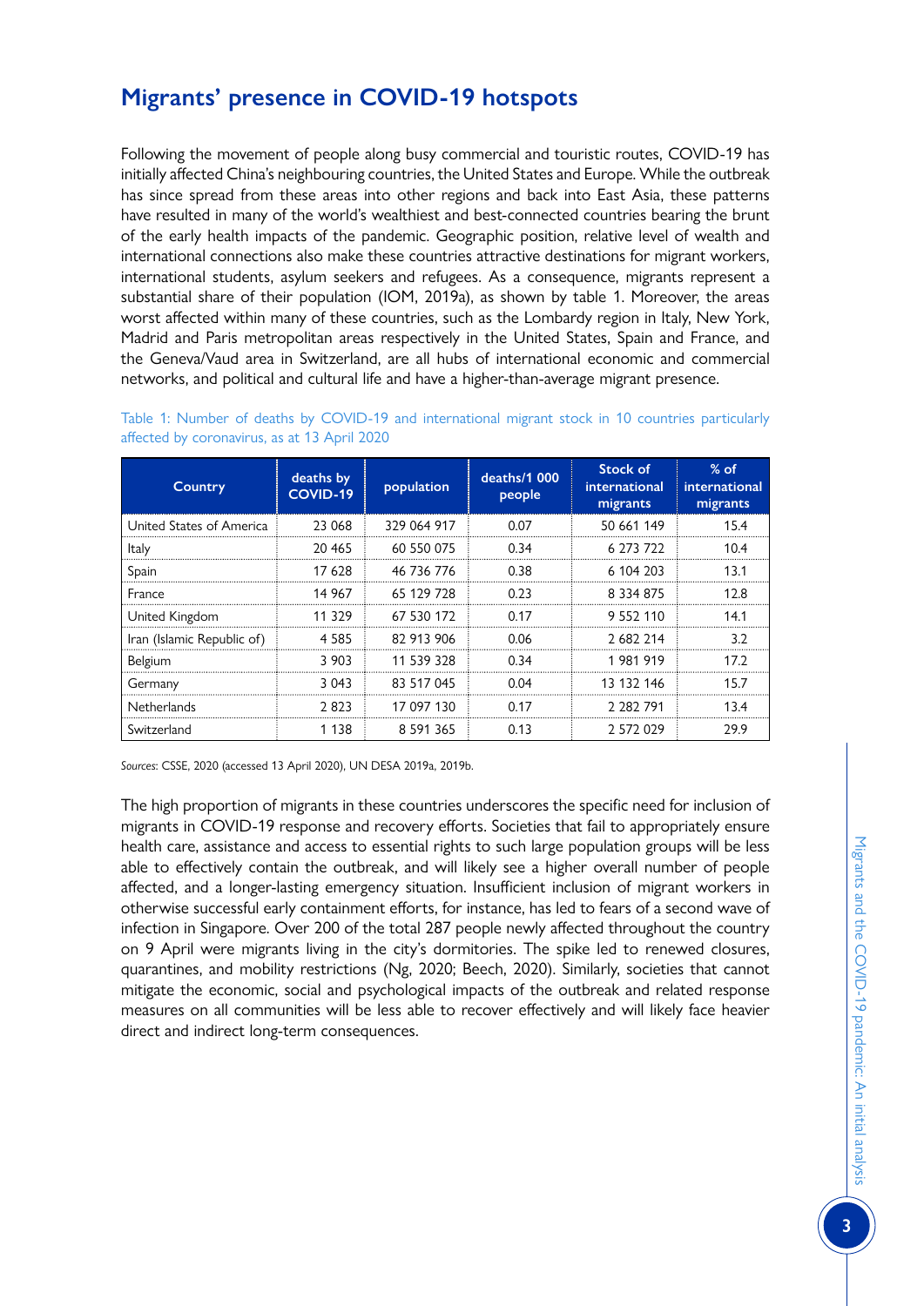## Migrants' presence in COVID-19 hotspots

Following the movement of people along busy commercial and touristic routes, COVID-19 has initially affected China's neighbouring countries, the United States and Europe. While the outbreak has since spread from these areas into other regions and back into East Asia, these patterns have resulted in many of the world's wealthiest and best-connected countries bearing the brunt of the early health impacts of the pandemic. Geographic position, relative level of wealth and international connections also make these countries attractive destinations for migrant workers, international students, asylum seekers and refugees. As a consequence, migrants represent a substantial share of their population (IOM, 2019a), as shown by table 1. Moreover, the areas worst affected within many of these countries, such as the Lombardy region in Italy, New York, Madrid and Paris metropolitan areas respectively in the United States, Spain and France, and the Geneva/Vaud area in Switzerland, are all hubs of international economic and commercial networks, and political and cultural life and have a higher-than-average migrant presence.

Table 1: Number of deaths by COVID-19 and international migrant stock in 10 countries particularly affected by coronavirus, as at 13 April 2020

| Country | deaths by COVID-19 | population | deaths/1 000 people | Stock of international migrants | % of international migrants |
|---|---|---|---|---|---|
| United States of America | 23 068 | 329 064 917 | 0.07 | 50 661 149 | 15.4 |
| Italy | 20 465 | 60 550 075 | 0.34 | 6 273 722 | 10.4 |
| Spain | 17 628 | 46 736 776 | 0.38 | 6 104 203 | 13.1 |
| France | 14 967 | 65 129 728 | 0.23 | 8 334 875 | 12.8 |
| United Kingdom | 11 329 | 67 530 172 | 0.17 | 9 552 110 | 14.1 |
| Iran (Islamic Republic of) | 4 585 | 82 913 906 | 0.06 | 2 682 214 | 3.2 |
| Belgium | 3 903 | 11 539 328 | 0.34 | 1 981 919 | 17.2 |
| Germany | 3 043 | 83 517 045 | 0.04 | 13 132 146 | 15.7 |
| Netherlands | 2 823 | 17 097 130 | 0.17 | 2 282 791 | 13.4 |
| Switzerland | 1 138 | 8 591 365 | 0.13 | 2 572 029 | 29.9 |

*Sources*: CSSE, 2020 (accessed 13 April 2020), UN DESA 2019a, 2019b.

The high proportion of migrants in these countries underscores the specific need for inclusion of migrants in COVID-19 response and recovery efforts. Societies that fail to appropriately ensure health care, assistance and access to essential rights to such large population groups will be less able to effectively contain the outbreak, and will likely see a higher overall number of people affected, and a longer-lasting emergency situation. Insufficient inclusion of migrant workers in otherwise successful early containment efforts, for instance, has led to fears of a second wave of infection in Singapore. Over 200 of the total 287 people newly affected throughout the country on 9 April were migrants living in the city's dormitories. The spike led to renewed closures, quarantines, and mobility restrictions (Ng, 2020; Beech, 2020). Similarly, societies that cannot mitigate the economic, social and psychological impacts of the outbreak and related response measures on all communities will be less able to recover effectively and will likely face heavier direct and indirect long-term consequences.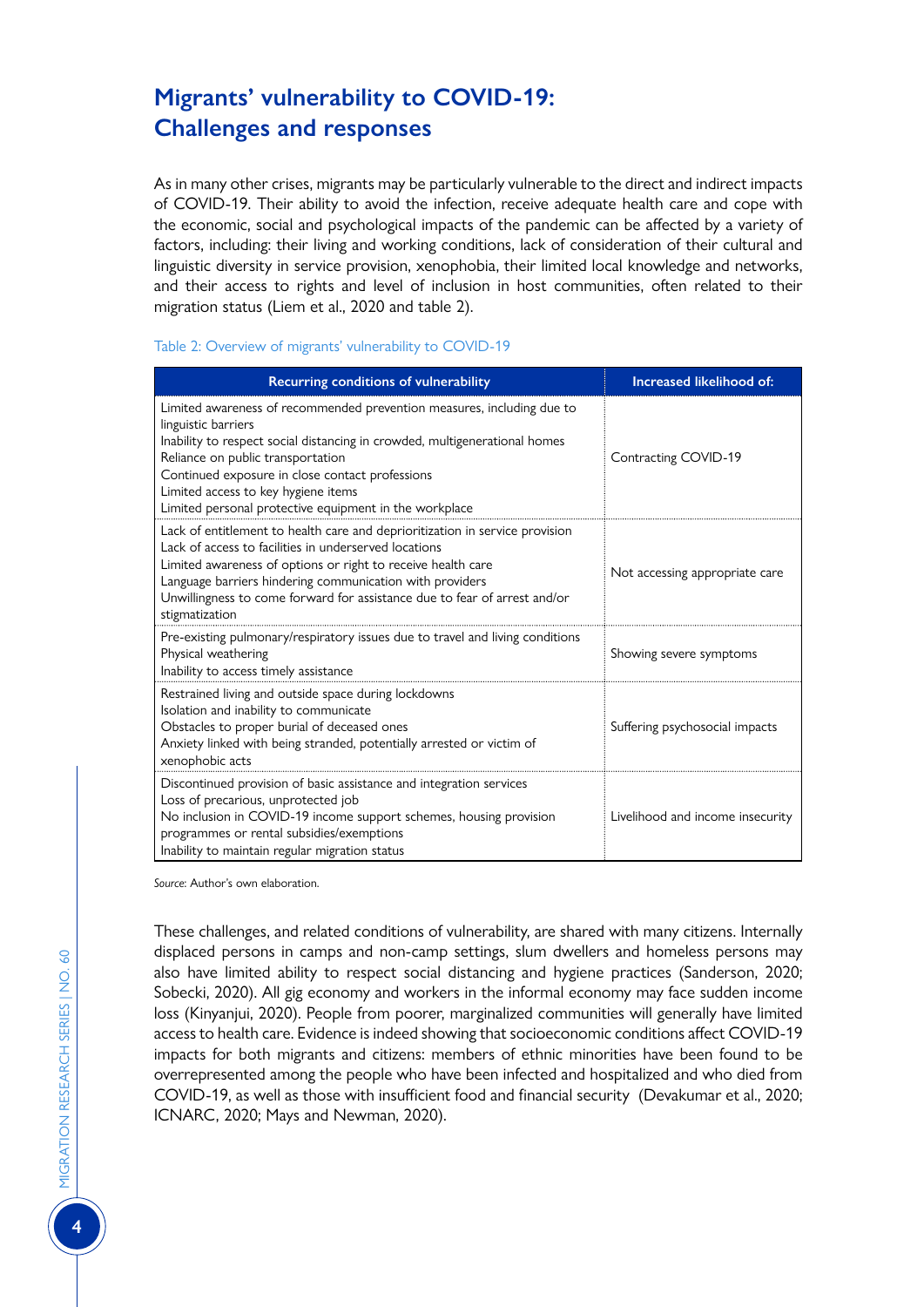## Migrants' vulnerability to COVID-19: Challenges and responses

As in many other crises, migrants may be particularly vulnerable to the direct and indirect impacts of COVID-19. Their ability to avoid the infection, receive adequate health care and cope with the economic, social and psychological impacts of the pandemic can be affected by a variety of factors, including: their living and working conditions, lack of consideration of their cultural and linguistic diversity in service provision, xenophobia, their limited local knowledge and networks, and their access to rights and level of inclusion in host communities, often related to their migration status (Liem et al., 2020 and table 2).

Table 2: Overview of migrants' vulnerability to COVID-19

| Recurring conditions of vulnerability | Increased likelihood of: |
|---|---|
| Limited awareness of recommended prevention measures, including due to linguistic barriers<br>Inability to respect social distancing in crowded, multigenerational homes<br>Reliance on public transportation<br>Continued exposure in close contact professions<br>Limited access to key hygiene items<br>Limited personal protective equipment in the workplace | Contracting COVID-19 |
| Lack of entitlement to health care and deprioritization in service provision<br>Lack of access to facilities in underserved locations<br>Limited awareness of options or right to receive health care<br>Language barriers hindering communication with providers<br>Unwillingness to come forward for assistance due to fear of arrest and/or stigmatization | Not accessing appropriate care |
| Pre-existing pulmonary/respiratory issues due to travel and living conditions<br>Physical weathering<br>Inability to access timely assistance | Showing severe symptoms |
| Restrained living and outside space during lockdowns<br>Isolation and inability to communicate<br>Obstacles to proper burial of deceased ones<br>Anxiety linked with being stranded, potentially arrested or victim of xenophobic acts | Suffering psychosocial impacts |
| Discontinued provision of basic assistance and integration services<br>Loss of precarious, unprotected job<br>No inclusion in COVID-19 income support schemes, housing provision programmes or rental subsidies/exemptions<br>Inability to maintain regular migration status | Livelihood and income insecurity |

*Source:* Author's own elaboration.

These challenges, and related conditions of vulnerability, are shared with many citizens. Internally displaced persons in camps and non-camp settings, slum dwellers and homeless persons may also have limited ability to respect social distancing and hygiene practices (Sanderson, 2020; Sobecki, 2020). All gig economy and workers in the informal economy may face sudden income loss (Kinyanjui, 2020). People from poorer, marginalized communities will generally have limited access to health care. Evidence is indeed showing that socioeconomic conditions affect COVID-19 impacts for both migrants and citizens: members of ethnic minorities have been found to be overrepresented among the people who have been infected and hospitalized and who died from COVID-19, as well as those with insufficient food and financial security (Devakumar et al., 2020; ICNARC, 2020; Mays and Newman, 2020).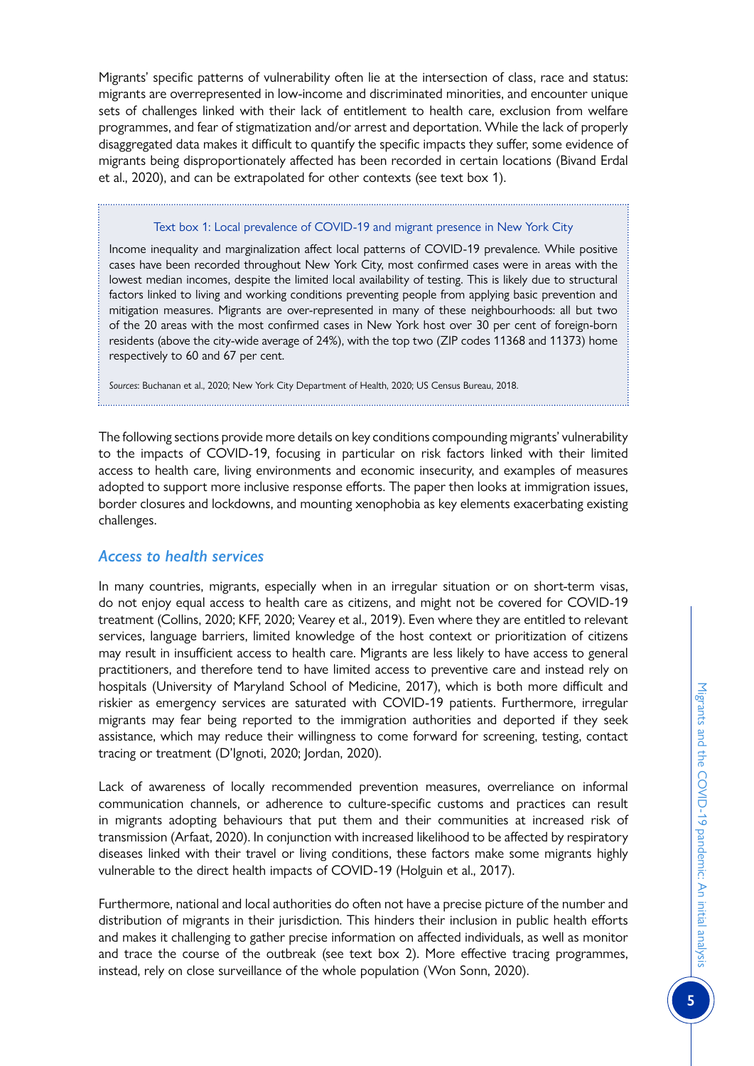Migrants' specific patterns of vulnerability often lie at the intersection of class, race and status: migrants are overrepresented in low-income and discriminated minorities, and encounter unique sets of challenges linked with their lack of entitlement to health care, exclusion from welfare programmes, and fear of stigmatization and/or arrest and deportation. While the lack of properly disaggregated data makes it difficult to quantify the specific impacts they suffer, some evidence of migrants being disproportionately affected has been recorded in certain locations (Bivand Erdal et al., 2020), and can be extrapolated for other contexts (see text box 1).

> **Text box 1: Local prevalence of COVID-19 and migrant presence in New York City**
>
> Income inequality and marginalization affect local patterns of COVID-19 prevalence. While positive cases have been recorded throughout New York City, most confirmed cases were in areas with the lowest median incomes, despite the limited local availability of testing. This is likely due to structural factors linked to living and working conditions preventing people from applying basic prevention and mitigation measures. Migrants are over-represented in many of these neighbourhoods: all but two of the 20 areas with the most confirmed cases in New York host over 30 per cent of foreign-born residents (above the city-wide average of 24%), with the top two (ZIP codes 11368 and 11373) home respectively to 60 and 67 per cent.
>
> *Sources*: Buchanan et al., 2020; New York City Department of Health, 2020; US Census Bureau, 2018.

The following sections provide more details on key conditions compounding migrants' vulnerability to the impacts of COVID-19, focusing in particular on risk factors linked with their limited access to health care, living environments and economic insecurity, and examples of measures adopted to support more inclusive response efforts. The paper then looks at immigration issues, border closures and lockdowns, and mounting xenophobia as key elements exacerbating existing challenges.

## *Access to health services*

In many countries, migrants, especially when in an irregular situation or on short-term visas, do not enjoy equal access to health care as citizens, and might not be covered for COVID-19 treatment (Collins, 2020; KFF, 2020; Vearey et al., 2019). Even where they are entitled to relevant services, language barriers, limited knowledge of the host context or prioritization of citizens may result in insufficient access to health care. Migrants are less likely to have access to general practitioners, and therefore tend to have limited access to preventive care and instead rely on hospitals (University of Maryland School of Medicine, 2017), which is both more difficult and riskier as emergency services are saturated with COVID-19 patients. Furthermore, irregular migrants may fear being reported to the immigration authorities and deported if they seek assistance, which may reduce their willingness to come forward for screening, testing, contact tracing or treatment (D'Ignoti, 2020; Jordan, 2020).

Lack of awareness of locally recommended prevention measures, overreliance on informal communication channels, or adherence to culture-specific customs and practices can result in migrants adopting behaviours that put them and their communities at increased risk of transmission (Arfaat, 2020). In conjunction with increased likelihood to be affected by respiratory diseases linked with their travel or living conditions, these factors make some migrants highly vulnerable to the direct health impacts of COVID-19 (Holguin et al., 2017).

Furthermore, national and local authorities do often not have a precise picture of the number and distribution of migrants in their jurisdiction. This hinders their inclusion in public health efforts and makes it challenging to gather precise information on affected individuals, as well as monitor and trace the course of the outbreak (see text box 2). More effective tracing programmes, instead, rely on close surveillance of the whole population (Won Sonn, 2020).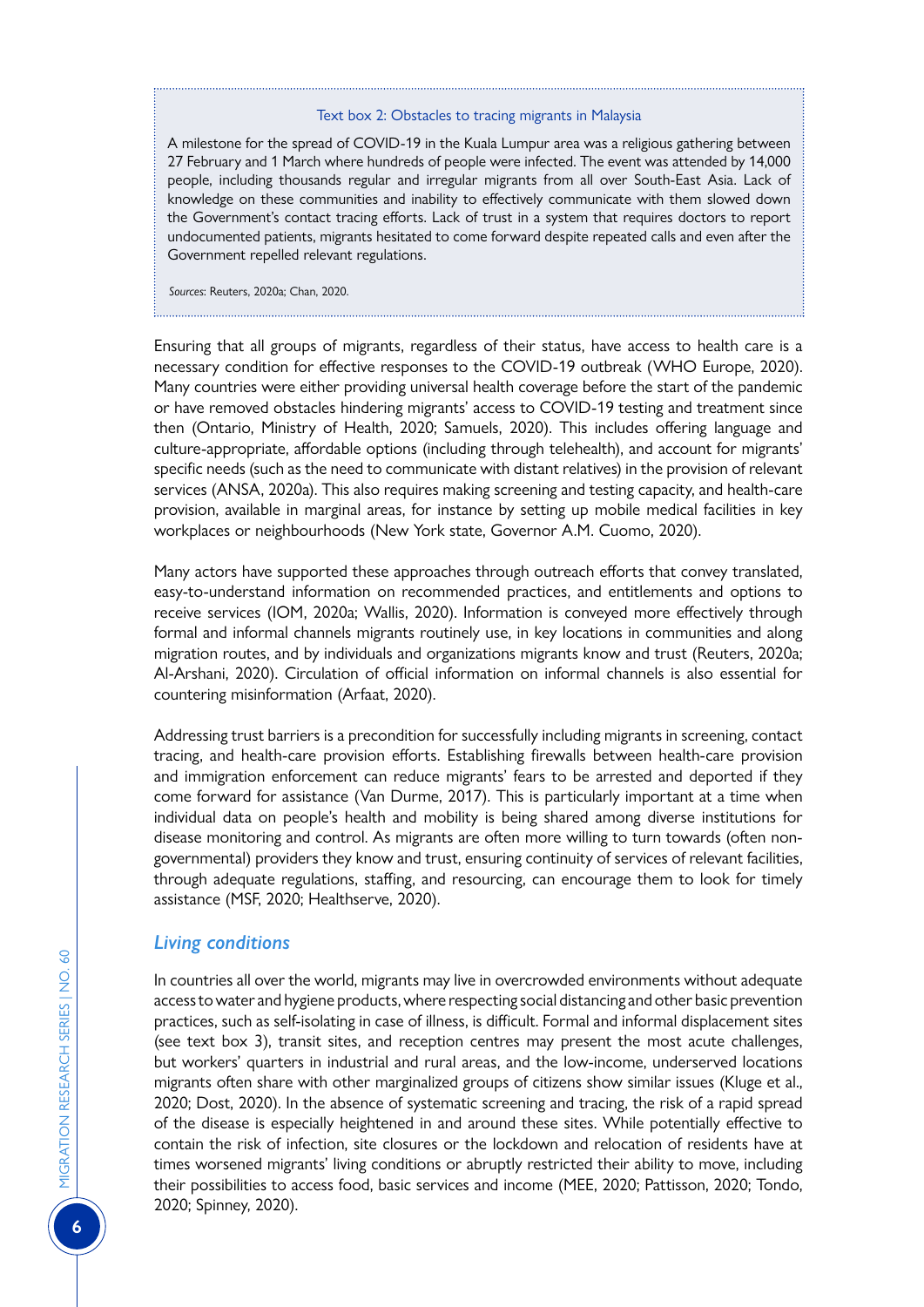**Text box 2: Obstacles to tracing migrants in Malaysia**

A milestone for the spread of COVID-19 in the Kuala Lumpur area was a religious gathering between 27 February and 1 March where hundreds of people were infected. The event was attended by 14,000 people, including thousands regular and irregular migrants from all over South-East Asia. Lack of knowledge on these communities and inability to effectively communicate with them slowed down the Government's contact tracing efforts. Lack of trust in a system that requires doctors to report undocumented patients, migrants hesitated to come forward despite repeated calls and even after the Government repelled relevant regulations.

*Sources*: Reuters, 2020a; Chan, 2020.

Ensuring that all groups of migrants, regardless of their status, have access to health care is a necessary condition for effective responses to the COVID-19 outbreak (WHO Europe, 2020). Many countries were either providing universal health coverage before the start of the pandemic or have removed obstacles hindering migrants' access to COVID-19 testing and treatment since then (Ontario, Ministry of Health, 2020; Samuels, 2020). This includes offering language and culture-appropriate, affordable options (including through telehealth), and account for migrants' specific needs (such as the need to communicate with distant relatives) in the provision of relevant services (ANSA, 2020a). This also requires making screening and testing capacity, and health-care provision, available in marginal areas, for instance by setting up mobile medical facilities in key workplaces or neighbourhoods (New York state, Governor A.M. Cuomo, 2020).

Many actors have supported these approaches through outreach efforts that convey translated, easy-to-understand information on recommended practices, and entitlements and options to receive services (IOM, 2020a; Wallis, 2020). Information is conveyed more effectively through formal and informal channels migrants routinely use, in key locations in communities and along migration routes, and by individuals and organizations migrants know and trust (Reuters, 2020a; Al-Arshani, 2020). Circulation of official information on informal channels is also essential for countering misinformation (Arfaat, 2020).

Addressing trust barriers is a precondition for successfully including migrants in screening, contact tracing, and health-care provision efforts. Establishing firewalls between health-care provision and immigration enforcement can reduce migrants' fears to be arrested and deported if they come forward for assistance (Van Durme, 2017). This is particularly important at a time when individual data on people's health and mobility is being shared among diverse institutions for disease monitoring and control. As migrants are often more willing to turn towards (often non-governmental) providers they know and trust, ensuring continuity of services of relevant facilities, through adequate regulations, staffing, and resourcing, can encourage them to look for timely assistance (MSF, 2020; Healthserve, 2020).

### *Living conditions*

In countries all over the world, migrants may live in overcrowded environments without adequate access to water and hygiene products, where respecting social distancing and other basic prevention practices, such as self-isolating in case of illness, is difficult. Formal and informal displacement sites (see text box 3), transit sites, and reception centres may present the most acute challenges, but workers' quarters in industrial and rural areas, and the low-income, underserved locations migrants often share with other marginalized groups of citizens show similar issues (Kluge et al., 2020; Dost, 2020). In the absence of systematic screening and tracing, the risk of a rapid spread of the disease is especially heightened in and around these sites. While potentially effective to contain the risk of infection, site closures or the lockdown and relocation of residents have at times worsened migrants' living conditions or abruptly restricted their ability to move, including their possibilities to access food, basic services and income (MEE, 2020; Pattisson, 2020; Tondo, 2020; Spinney, 2020).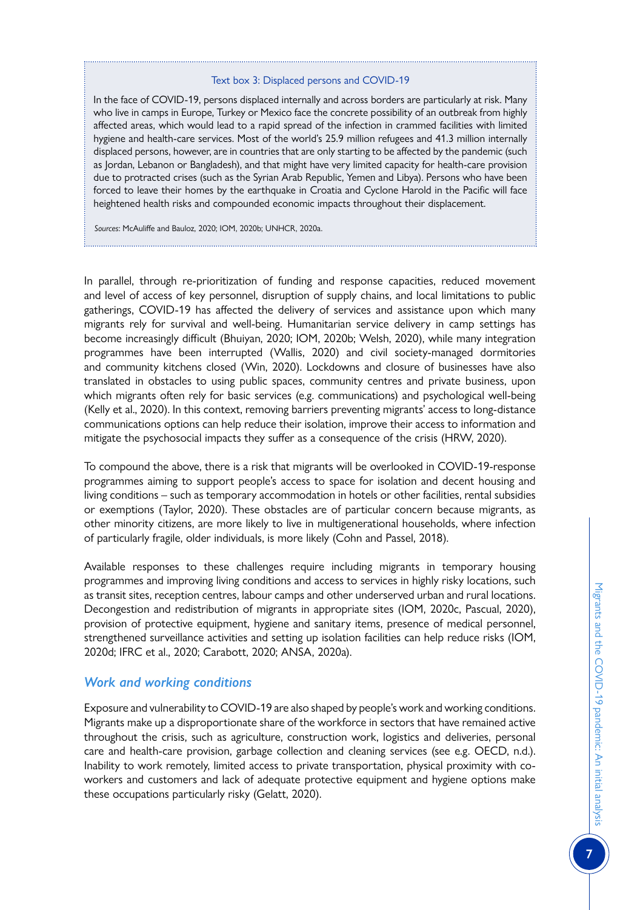> **Text box 3: Displaced persons and COVID-19**
>
> In the face of COVID-19, persons displaced internally and across borders are particularly at risk. Many who live in camps in Europe, Turkey or Mexico face the concrete possibility of an outbreak from highly affected areas, which would lead to a rapid spread of the infection in crammed facilities with limited hygiene and health-care services. Most of the world's 25.9 million refugees and 41.3 million internally displaced persons, however, are in countries that are only starting to be affected by the pandemic (such as Jordan, Lebanon or Bangladesh), and that might have very limited capacity for health-care provision due to protracted crises (such as the Syrian Arab Republic, Yemen and Libya). Persons who have been forced to leave their homes by the earthquake in Croatia and Cyclone Harold in the Pacific will face heightened health risks and compounded economic impacts throughout their displacement.
>
> *Sources:* McAuliffe and Bauloz, 2020; IOM, 2020b; UNHCR, 2020a.

In parallel, through re-prioritization of funding and response capacities, reduced movement and level of access of key personnel, disruption of supply chains, and local limitations to public gatherings, COVID-19 has affected the delivery of services and assistance upon which many migrants rely for survival and well-being. Humanitarian service delivery in camp settings has become increasingly difficult (Bhuiyan, 2020; IOM, 2020b; Welsh, 2020), while many integration programmes have been interrupted (Wallis, 2020) and civil society-managed dormitories and community kitchens closed (Win, 2020). Lockdowns and closure of businesses have also translated in obstacles to using public spaces, community centres and private business, upon which migrants often rely for basic services (e.g. communications) and psychological well-being (Kelly et al., 2020). In this context, removing barriers preventing migrants' access to long-distance communications options can help reduce their isolation, improve their access to information and mitigate the psychosocial impacts they suffer as a consequence of the crisis (HRW, 2020).

To compound the above, there is a risk that migrants will be overlooked in COVID-19-response programmes aiming to support people's access to space for isolation and decent housing and living conditions – such as temporary accommodation in hotels or other facilities, rental subsidies or exemptions (Taylor, 2020). These obstacles are of particular concern because migrants, as other minority citizens, are more likely to live in multigenerational households, where infection of particularly fragile, older individuals, is more likely (Cohn and Passel, 2018).

Available responses to these challenges require including migrants in temporary housing programmes and improving living conditions and access to services in highly risky locations, such as transit sites, reception centres, labour camps and other underserved urban and rural locations. Decongestion and redistribution of migrants in appropriate sites (IOM, 2020c, Pascual, 2020), provision of protective equipment, hygiene and sanitary items, presence of medical personnel, strengthened surveillance activities and setting up isolation facilities can help reduce risks (IOM, 2020d; IFRC et al., 2020; Carabott, 2020; ANSA, 2020a).

### *Work and working conditions*

Exposure and vulnerability to COVID-19 are also shaped by people's work and working conditions. Migrants make up a disproportionate share of the workforce in sectors that have remained active throughout the crisis, such as agriculture, construction work, logistics and deliveries, personal care and health-care provision, garbage collection and cleaning services (see e.g. OECD, n.d.). Inability to work remotely, limited access to private transportation, physical proximity with co-workers and customers and lack of adequate protective equipment and hygiene options make these occupations particularly risky (Gelatt, 2020).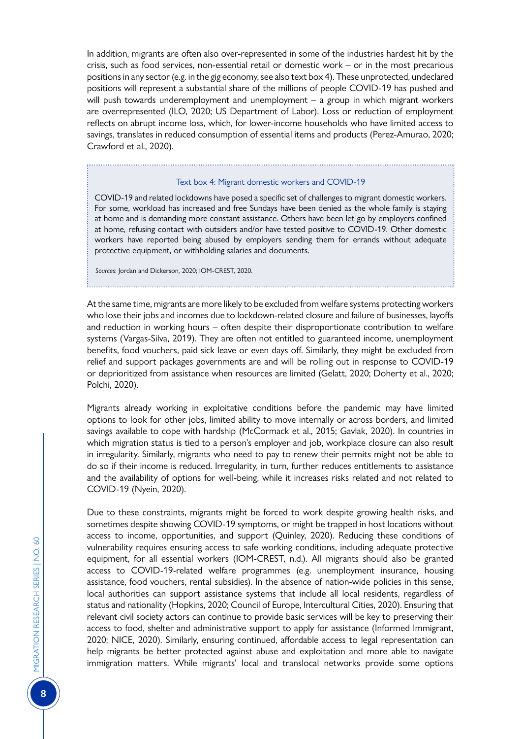In addition, migrants are often also over-represented in some of the industries hardest hit by the crisis, such as food services, non-essential retail or domestic work – or in the most precarious positions in any sector (e.g. in the gig economy, see also text box 4). These unprotected, undeclared positions will represent a substantial share of the millions of people COVID-19 has pushed and will push towards underemployment and unemployment – a group in which migrant workers are overrepresented (ILO, 2020; US Department of Labor). Loss or reduction of employment reflects on abrupt income loss, which, for lower-income households who have limited access to savings, translates in reduced consumption of essential items and products (Perez-Amurao, 2020; Crawford et al., 2020).

> **Text box 4: Migrant domestic workers and COVID-19**
>
> COVID-19 and related lockdowns have posed a specific set of challenges to migrant domestic workers. For some, workload has increased and free Sundays have been denied as the whole family is staying at home and is demanding more constant assistance. Others have been let go by employers confined at home, refusing contact with outsiders and/or have tested positive to COVID-19. Other domestic workers have reported being abused by employers sending them for errands without adequate protective equipment, or withholding salaries and documents.
>
> *Sources*: Jordan and Dickerson, 2020; IOM-CREST, 2020.

At the same time, migrants are more likely to be excluded from welfare systems protecting workers who lose their jobs and incomes due to lockdown-related closure and failure of businesses, layoffs and reduction in working hours – often despite their disproportionate contribution to welfare systems (Vargas-Silva, 2019). They are often not entitled to guaranteed income, unemployment benefits, food vouchers, paid sick leave or even days off. Similarly, they might be excluded from relief and support packages governments are and will be rolling out in response to COVID-19 or deprioritized from assistance when resources are limited (Gelatt, 2020; Doherty et al., 2020; Polchi, 2020).

Migrants already working in exploitative conditions before the pandemic may have limited options to look for other jobs, limited ability to move internally or across borders, and limited savings available to cope with hardship (McCormack et al., 2015; Gavlak, 2020). In countries in which migration status is tied to a person's employer and job, workplace closure can also result in irregularity. Similarly, migrants who need to pay to renew their permits might not be able to do so if their income is reduced. Irregularity, in turn, further reduces entitlements to assistance and the availability of options for well-being, while it increases risks related and not related to COVID-19 (Nyein, 2020).

Due to these constraints, migrants might be forced to work despite growing health risks, and sometimes despite showing COVID-19 symptoms, or might be trapped in host locations without access to income, opportunities, and support (Quinley, 2020). Reducing these conditions of vulnerability requires ensuring access to safe working conditions, including adequate protective equipment, for all essential workers (IOM-CREST, n.d.). All migrants should also be granted access to COVID-19-related welfare programmes (e.g. unemployment insurance, housing assistance, food vouchers, rental subsidies). In the absence of nation-wide policies in this sense, local authorities can support assistance systems that include all local residents, regardless of status and nationality (Hopkins, 2020; Council of Europe, Intercultural Cities, 2020). Ensuring that relevant civil society actors can continue to provide basic services will be key to preserving their access to food, shelter and administrative support to apply for assistance (Informed Immigrant, 2020; NICE, 2020). Similarly, ensuring continued, affordable access to legal representation can help migrants be better protected against abuse and exploitation and more able to navigate immigration matters. While migrants' local and translocal networks provide some options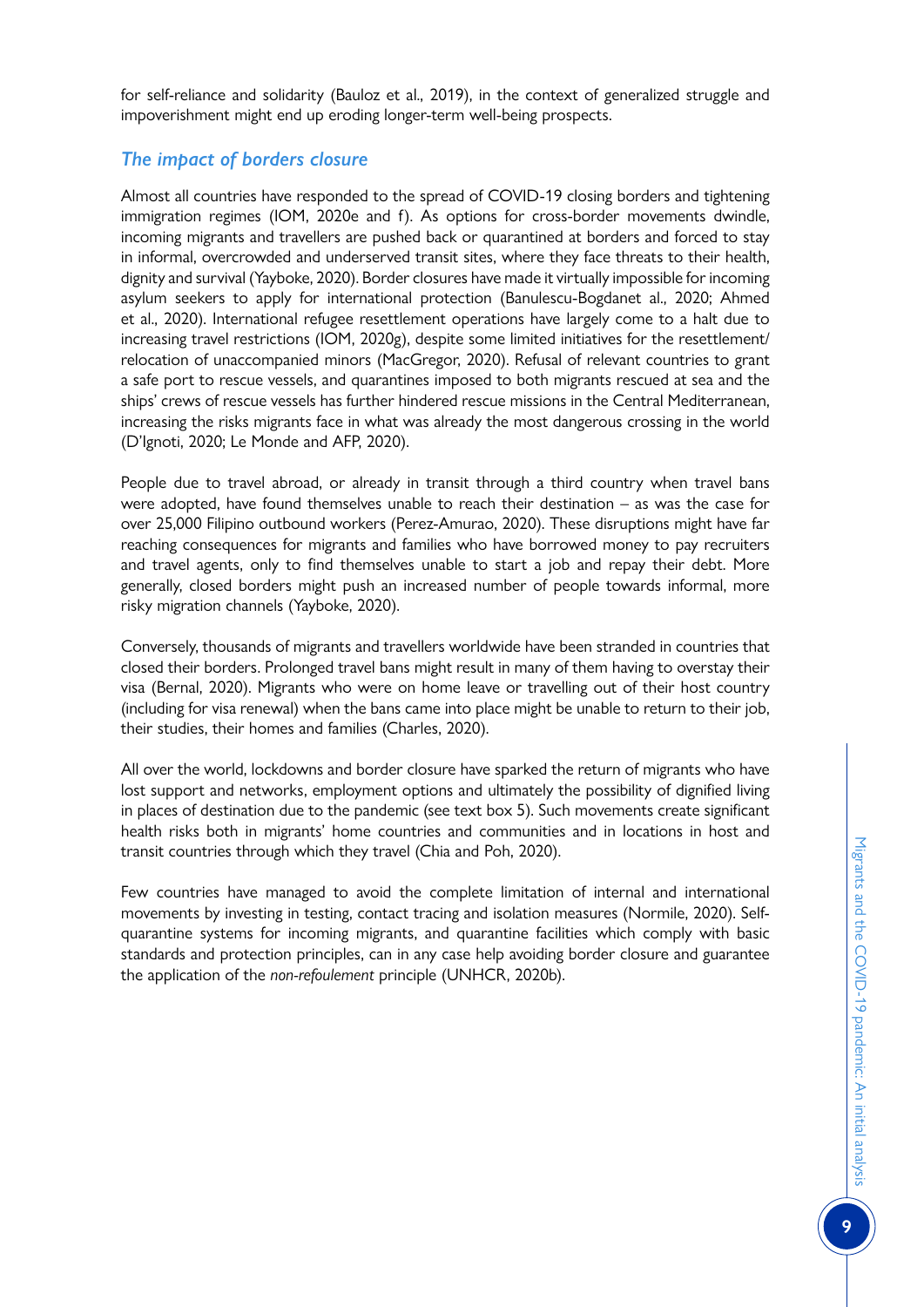for self-reliance and solidarity (Bauloz et al., 2019), in the context of generalized struggle and impoverishment might end up eroding longer-term well-being prospects.

### *The impact of borders closure*

Almost all countries have responded to the spread of COVID-19 closing borders and tightening immigration regimes (IOM, 2020e and f). As options for cross-border movements dwindle, incoming migrants and travellers are pushed back or quarantined at borders and forced to stay in informal, overcrowded and underserved transit sites, where they face threats to their health, dignity and survival (Yayboke, 2020). Border closures have made it virtually impossible for incoming asylum seekers to apply for international protection (Banulescu-Bogdanet al., 2020; Ahmed et al., 2020). International refugee resettlement operations have largely come to a halt due to increasing travel restrictions (IOM, 2020g), despite some limited initiatives for the resettlement/relocation of unaccompanied minors (MacGregor, 2020). Refusal of relevant countries to grant a safe port to rescue vessels, and quarantines imposed to both migrants rescued at sea and the ships' crews of rescue vessels has further hindered rescue missions in the Central Mediterranean, increasing the risks migrants face in what was already the most dangerous crossing in the world (D'Ignoti, 2020; Le Monde and AFP, 2020).

People due to travel abroad, or already in transit through a third country when travel bans were adopted, have found themselves unable to reach their destination – as was the case for over 25,000 Filipino outbound workers (Perez-Amurao, 2020). These disruptions might have far reaching consequences for migrants and families who have borrowed money to pay recruiters and travel agents, only to find themselves unable to start a job and repay their debt. More generally, closed borders might push an increased number of people towards informal, more risky migration channels (Yayboke, 2020).

Conversely, thousands of migrants and travellers worldwide have been stranded in countries that closed their borders. Prolonged travel bans might result in many of them having to overstay their visa (Bernal, 2020). Migrants who were on home leave or travelling out of their host country (including for visa renewal) when the bans came into place might be unable to return to their job, their studies, their homes and families (Charles, 2020).

All over the world, lockdowns and border closure have sparked the return of migrants who have lost support and networks, employment options and ultimately the possibility of dignified living in places of destination due to the pandemic (see text box 5). Such movements create significant health risks both in migrants' home countries and communities and in locations in host and transit countries through which they travel (Chia and Poh, 2020).

Few countries have managed to avoid the complete limitation of internal and international movements by investing in testing, contact tracing and isolation measures (Normile, 2020). Self-quarantine systems for incoming migrants, and quarantine facilities which comply with basic standards and protection principles, can in any case help avoiding border closure and guarantee the application of the *non-refoulement* principle (UNHCR, 2020b).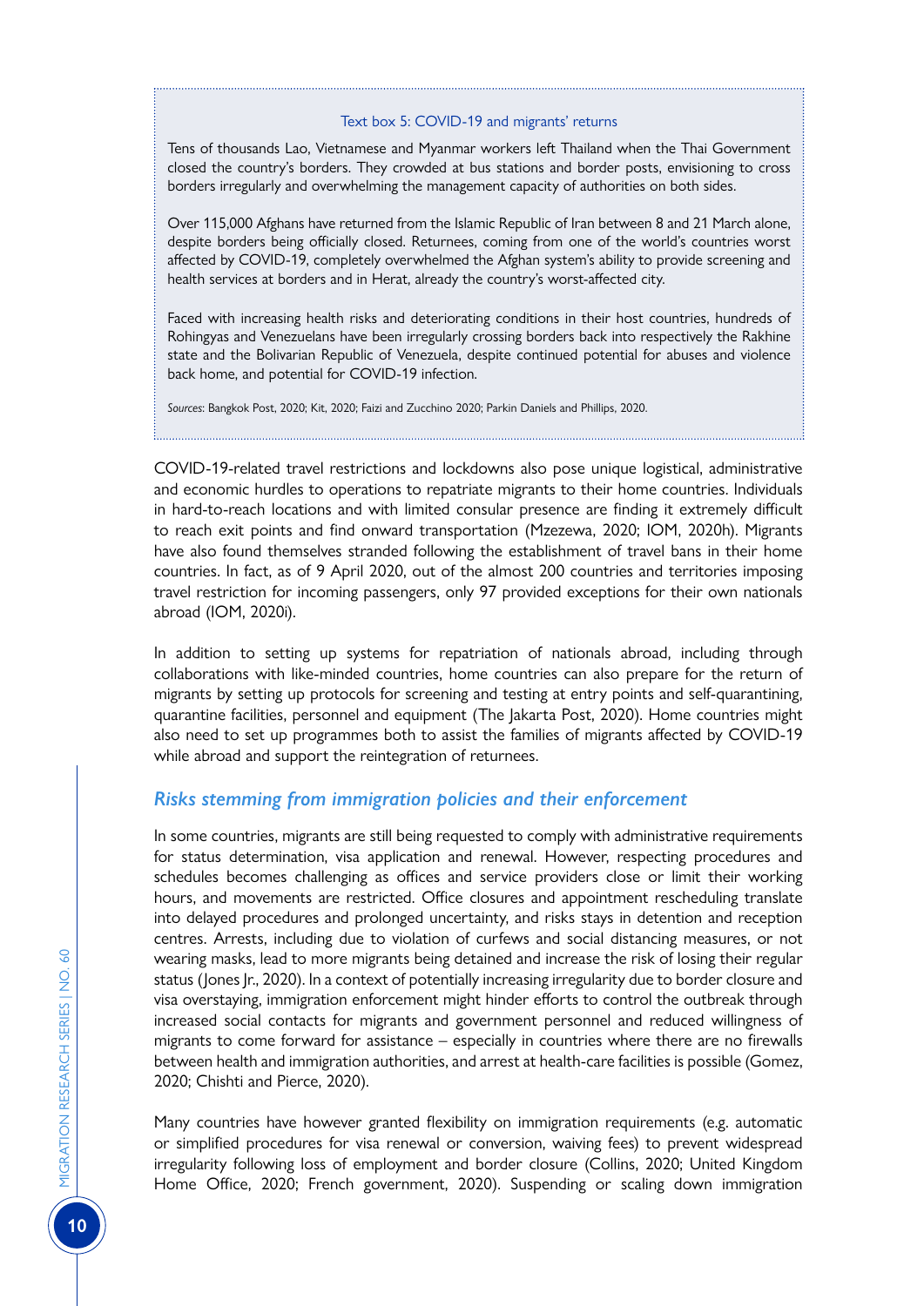**Text box 5: COVID-19 and migrants' returns**

Tens of thousands Lao, Vietnamese and Myanmar workers left Thailand when the Thai Government closed the country's borders. They crowded at bus stations and border posts, envisioning to cross borders irregularly and overwhelming the management capacity of authorities on both sides.

Over 115,000 Afghans have returned from the Islamic Republic of Iran between 8 and 21 March alone, despite borders being officially closed. Returnees, coming from one of the world's countries worst affected by COVID-19, completely overwhelmed the Afghan system's ability to provide screening and health services at borders and in Herat, already the country's worst-affected city.

Faced with increasing health risks and deteriorating conditions in their host countries, hundreds of Rohingyas and Venezuelans have been irregularly crossing borders back into respectively the Rakhine state and the Bolivarian Republic of Venezuela, despite continued potential for abuses and violence back home, and potential for COVID-19 infection.

*Sources*: Bangkok Post, 2020; Kit, 2020; Faizi and Zucchino 2020; Parkin Daniels and Phillips, 2020.

COVID-19-related travel restrictions and lockdowns also pose unique logistical, administrative and economic hurdles to operations to repatriate migrants to their home countries. Individuals in hard-to-reach locations and with limited consular presence are finding it extremely difficult to reach exit points and find onward transportation (Mzezewa, 2020; IOM, 2020h). Migrants have also found themselves stranded following the establishment of travel bans in their home countries. In fact, as of 9 April 2020, out of the almost 200 countries and territories imposing travel restriction for incoming passengers, only 97 provided exceptions for their own nationals abroad (IOM, 2020i).

In addition to setting up systems for repatriation of nationals abroad, including through collaborations with like-minded countries, home countries can also prepare for the return of migrants by setting up protocols for screening and testing at entry points and self-quarantining, quarantine facilities, personnel and equipment (The Jakarta Post, 2020). Home countries might also need to set up programmes both to assist the families of migrants affected by COVID-19 while abroad and support the reintegration of returnees.

### *Risks stemming from immigration policies and their enforcement*

In some countries, migrants are still being requested to comply with administrative requirements for status determination, visa application and renewal. However, respecting procedures and schedules becomes challenging as offices and service providers close or limit their working hours, and movements are restricted. Office closures and appointment rescheduling translate into delayed procedures and prolonged uncertainty, and risks stays in detention and reception centres. Arrests, including due to violation of curfews and social distancing measures, or not wearing masks, lead to more migrants being detained and increase the risk of losing their regular status (Jones Jr., 2020). In a context of potentially increasing irregularity due to border closure and visa overstaying, immigration enforcement might hinder efforts to control the outbreak through increased social contacts for migrants and government personnel and reduced willingness of migrants to come forward for assistance – especially in countries where there are no firewalls between health and immigration authorities, and arrest at health-care facilities is possible (Gomez, 2020; Chishti and Pierce, 2020).

Many countries have however granted flexibility on immigration requirements (e.g. automatic or simplified procedures for visa renewal or conversion, waiving fees) to prevent widespread irregularity following loss of employment and border closure (Collins, 2020; United Kingdom Home Office, 2020; French government, 2020). Suspending or scaling down immigration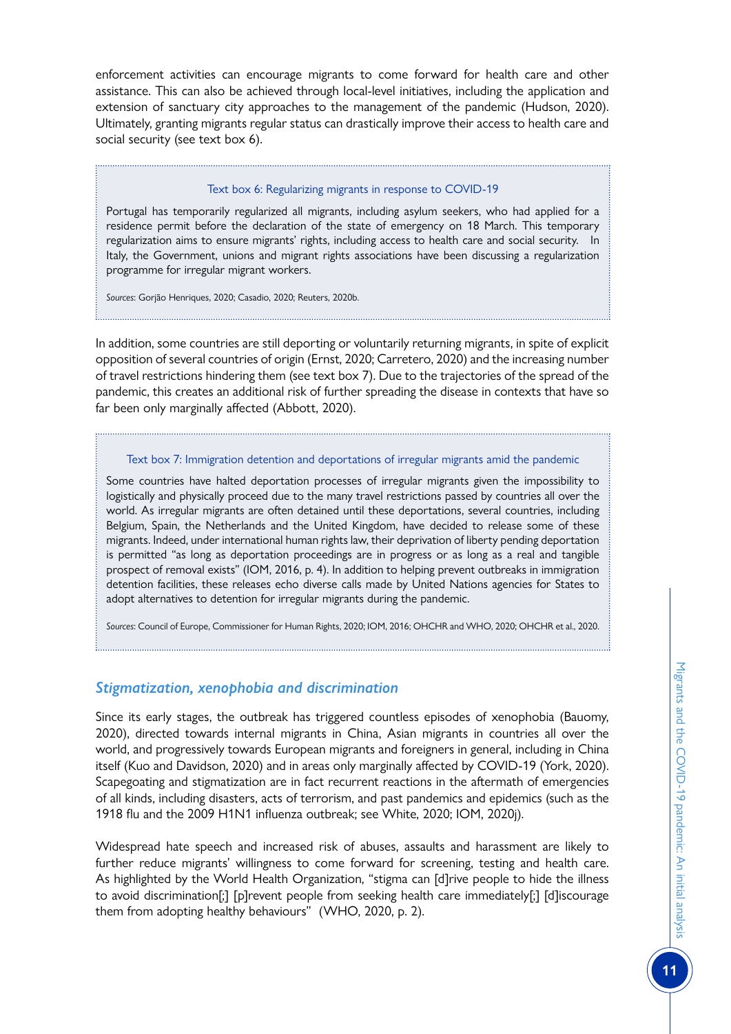enforcement activities can encourage migrants to come forward for health care and other assistance. This can also be achieved through local-level initiatives, including the application and extension of sanctuary city approaches to the management of the pandemic (Hudson, 2020). Ultimately, granting migrants regular status can drastically improve their access to health care and social security (see text box 6).

> **Text box 6: Regularizing migrants in response to COVID-19**
>
> Portugal has temporarily regularized all migrants, including asylum seekers, who had applied for a residence permit before the declaration of the state of emergency on 18 March. This temporary regularization aims to ensure migrants' rights, including access to health care and social security. In Italy, the Government, unions and migrant rights associations have been discussing a regularization programme for irregular migrant workers.
>
> *Sources*: Gorjão Henriques, 2020; Casadio, 2020; Reuters, 2020b.

In addition, some countries are still deporting or voluntarily returning migrants, in spite of explicit opposition of several countries of origin (Ernst, 2020; Carretero, 2020) and the increasing number of travel restrictions hindering them (see text box 7). Due to the trajectories of the spread of the pandemic, this creates an additional risk of further spreading the disease in contexts that have so far been only marginally affected (Abbott, 2020).

> **Text box 7: Immigration detention and deportations of irregular migrants amid the pandemic**
>
> Some countries have halted deportation processes of irregular migrants given the impossibility to logistically and physically proceed due to the many travel restrictions passed by countries all over the world. As irregular migrants are often detained until these deportations, several countries, including Belgium, Spain, the Netherlands and the United Kingdom, have decided to release some of these migrants. Indeed, under international human rights law, their deprivation of liberty pending deportation is permitted "as long as deportation proceedings are in progress or as long as a real and tangible prospect of removal exists" (IOM, 2016, p. 4). In addition to helping prevent outbreaks in immigration detention facilities, these releases echo diverse calls made by United Nations agencies for States to adopt alternatives to detention for irregular migrants during the pandemic.
>
> *Sources*: Council of Europe, Commissioner for Human Rights, 2020; IOM, 2016; OHCHR and WHO, 2020; OHCHR et al., 2020.

### *Stigmatization, xenophobia and discrimination*

Since its early stages, the outbreak has triggered countless episodes of xenophobia (Bauomy, 2020), directed towards internal migrants in China, Asian migrants in countries all over the world, and progressively towards European migrants and foreigners in general, including in China itself (Kuo and Davidson, 2020) and in areas only marginally affected by COVID-19 (York, 2020). Scapegoating and stigmatization are in fact recurrent reactions in the aftermath of emergencies of all kinds, including disasters, acts of terrorism, and past pandemics and epidemics (such as the 1918 flu and the 2009 H1N1 influenza outbreak; see White, 2020; IOM, 2020j).

Widespread hate speech and increased risk of abuses, assaults and harassment are likely to further reduce migrants' willingness to come forward for screening, testing and health care. As highlighted by the World Health Organization, "stigma can [d]rive people to hide the illness to avoid discrimination[;] [p]revent people from seeking health care immediately[;] [d]iscourage them from adopting healthy behaviours" (WHO, 2020, p. 2).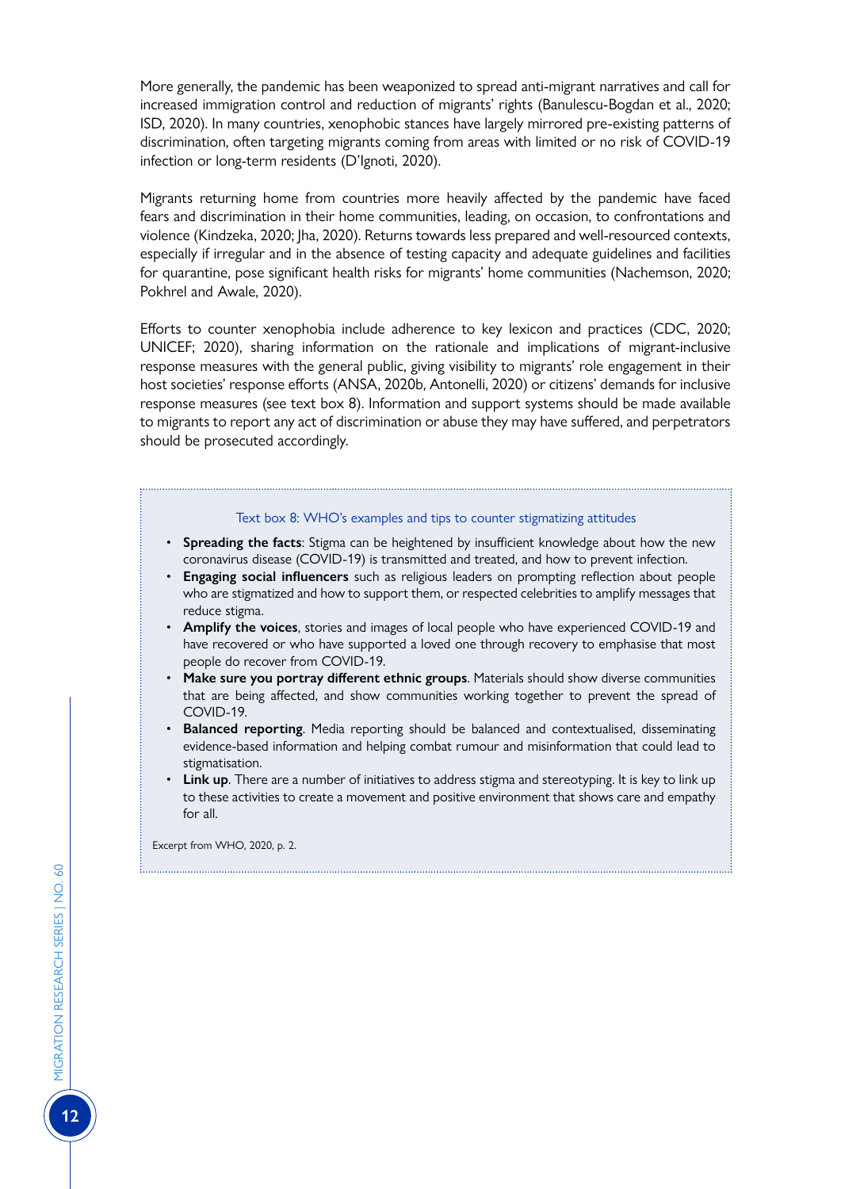More generally, the pandemic has been weaponized to spread anti-migrant narratives and call for increased immigration control and reduction of migrants' rights (Banulescu-Bogdan et al., 2020; ISD, 2020). In many countries, xenophobic stances have largely mirrored pre-existing patterns of discrimination, often targeting migrants coming from areas with limited or no risk of COVID-19 infection or long-term residents (D'Ignoti, 2020).

Migrants returning home from countries more heavily affected by the pandemic have faced fears and discrimination in their home communities, leading, on occasion, to confrontations and violence (Kindzeka, 2020; Jha, 2020). Returns towards less prepared and well-resourced contexts, especially if irregular and in the absence of testing capacity and adequate guidelines and facilities for quarantine, pose significant health risks for migrants' home communities (Nachemson, 2020; Pokhrel and Awale, 2020).

Efforts to counter xenophobia include adherence to key lexicon and practices (CDC, 2020; UNICEF; 2020), sharing information on the rationale and implications of migrant-inclusive response measures with the general public, giving visibility to migrants' role engagement in their host societies' response efforts (ANSA, 2020b, Antonelli, 2020) or citizens' demands for inclusive response measures (see text box 8). Information and support systems should be made available to migrants to report any act of discrimination or abuse they may have suffered, and perpetrators should be prosecuted accordingly.

Text box 8: WHO's examples and tips to counter stigmatizing attitudes

- **Spreading the facts**: Stigma can be heightened by insufficient knowledge about how the new coronavirus disease (COVID-19) is transmitted and treated, and how to prevent infection.
- **Engaging social influencers** such as religious leaders on prompting reflection about people who are stigmatized and how to support them, or respected celebrities to amplify messages that reduce stigma.
- **Amplify the voices**, stories and images of local people who have experienced COVID-19 and have recovered or who have supported a loved one through recovery to emphasise that most people do recover from COVID-19.
- **Make sure you portray different ethnic groups**. Materials should show diverse communities that are being affected, and show communities working together to prevent the spread of COVID-19.
- **Balanced reporting**. Media reporting should be balanced and contextualised, disseminating evidence-based information and helping combat rumour and misinformation that could lead to stigmatisation.
- **Link up**. There are a number of initiatives to address stigma and stereotyping. It is key to link up to these activities to create a movement and positive environment that shows care and empathy for all.

Excerpt from WHO, 2020, p. 2.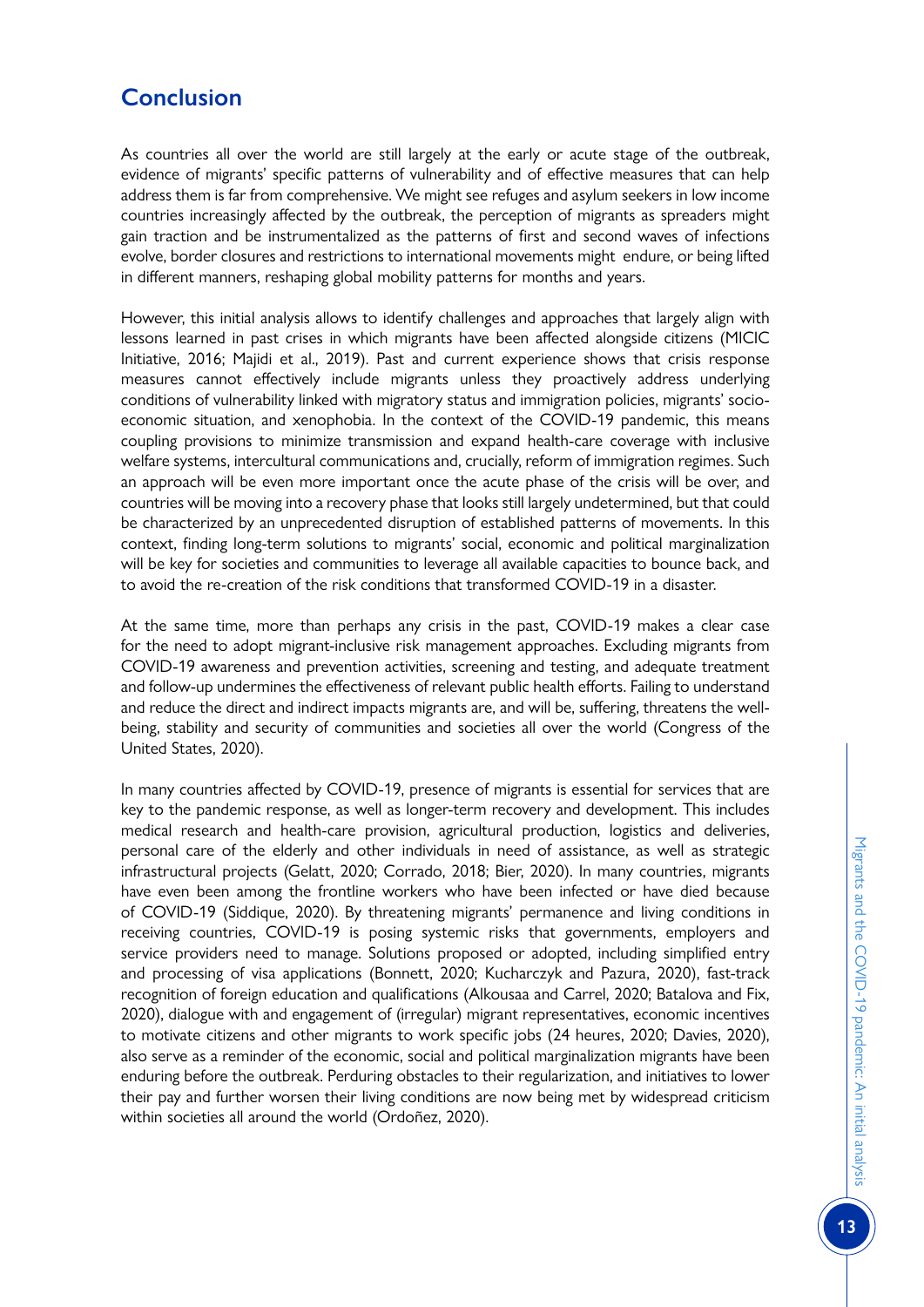## Conclusion

As countries all over the world are still largely at the early or acute stage of the outbreak, evidence of migrants' specific patterns of vulnerability and of effective measures that can help address them is far from comprehensive. We might see refuges and asylum seekers in low income countries increasingly affected by the outbreak, the perception of migrants as spreaders might gain traction and be instrumentalized as the patterns of first and second waves of infections evolve, border closures and restrictions to international movements might endure, or being lifted in different manners, reshaping global mobility patterns for months and years.

However, this initial analysis allows to identify challenges and approaches that largely align with lessons learned in past crises in which migrants have been affected alongside citizens (MICIC Initiative, 2016; Majidi et al., 2019). Past and current experience shows that crisis response measures cannot effectively include migrants unless they proactively address underlying conditions of vulnerability linked with migratory status and immigration policies, migrants' socio-economic situation, and xenophobia. In the context of the COVID-19 pandemic, this means coupling provisions to minimize transmission and expand health-care coverage with inclusive welfare systems, intercultural communications and, crucially, reform of immigration regimes. Such an approach will be even more important once the acute phase of the crisis will be over, and countries will be moving into a recovery phase that looks still largely undetermined, but that could be characterized by an unprecedented disruption of established patterns of movements. In this context, finding long-term solutions to migrants' social, economic and political marginalization will be key for societies and communities to leverage all available capacities to bounce back, and to avoid the re-creation of the risk conditions that transformed COVID-19 in a disaster.

At the same time, more than perhaps any crisis in the past, COVID-19 makes a clear case for the need to adopt migrant-inclusive risk management approaches. Excluding migrants from COVID-19 awareness and prevention activities, screening and testing, and adequate treatment and follow-up undermines the effectiveness of relevant public health efforts. Failing to understand and reduce the direct and indirect impacts migrants are, and will be, suffering, threatens the well-being, stability and security of communities and societies all over the world (Congress of the United States, 2020).

In many countries affected by COVID-19, presence of migrants is essential for services that are key to the pandemic response, as well as longer-term recovery and development. This includes medical research and health-care provision, agricultural production, logistics and deliveries, personal care of the elderly and other individuals in need of assistance, as well as strategic infrastructural projects (Gelatt, 2020; Corrado, 2018; Bier, 2020). In many countries, migrants have even been among the frontline workers who have been infected or have died because of COVID-19 (Siddique, 2020). By threatening migrants' permanence and living conditions in receiving countries, COVID-19 is posing systemic risks that governments, employers and service providers need to manage. Solutions proposed or adopted, including simplified entry and processing of visa applications (Bonnett, 2020; Kucharczyk and Pazura, 2020), fast-track recognition of foreign education and qualifications (Alkousaa and Carrel, 2020; Batalova and Fix, 2020), dialogue with and engagement of (irregular) migrant representatives, economic incentives to motivate citizens and other migrants to work specific jobs (24 heures, 2020; Davies, 2020), also serve as a reminder of the economic, social and political marginalization migrants have been enduring before the outbreak. Perduring obstacles to their regularization, and initiatives to lower their pay and further worsen their living conditions are now being met by widespread criticism within societies all around the world (Ordoñez, 2020).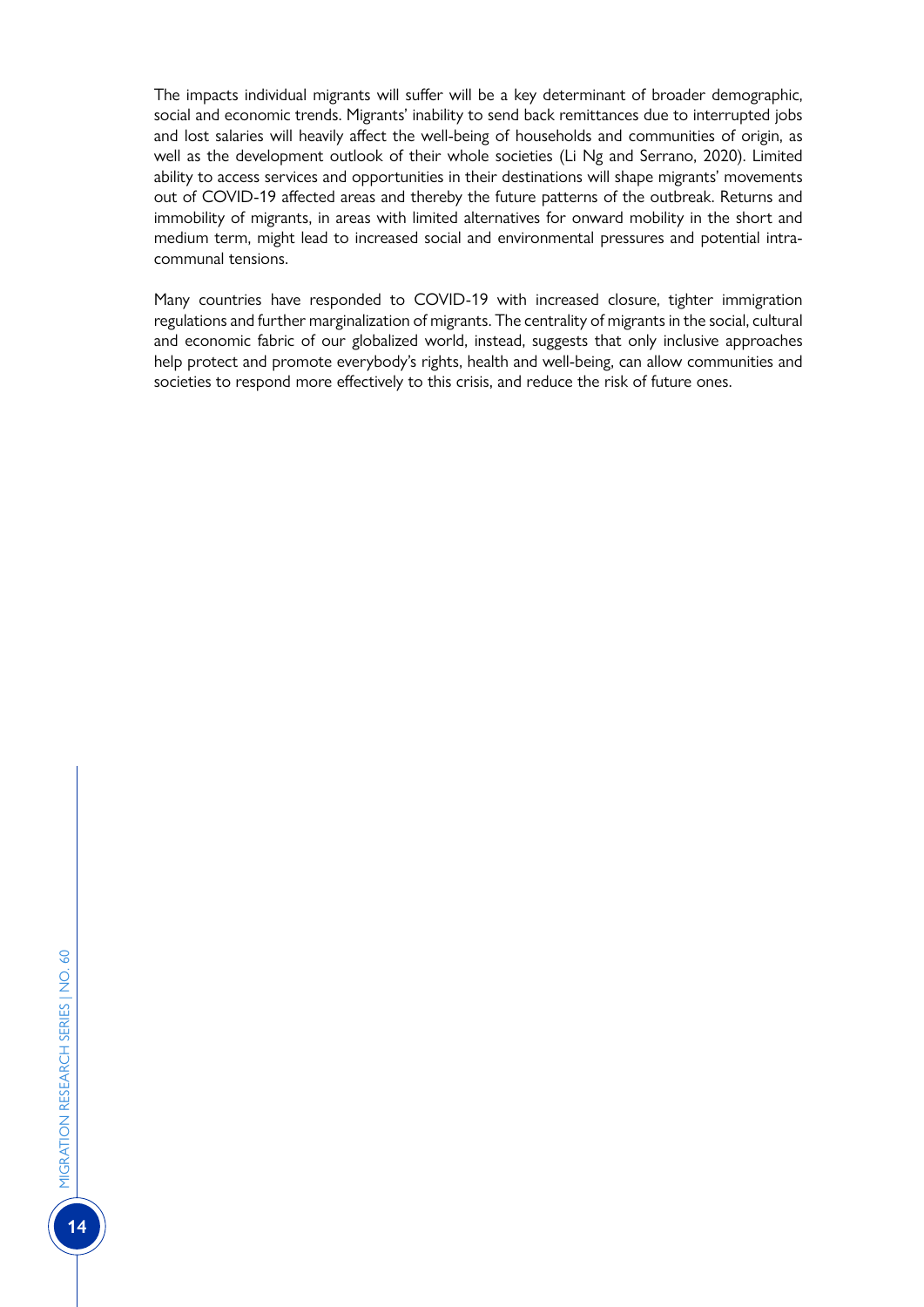The impacts individual migrants will suffer will be a key determinant of broader demographic, social and economic trends. Migrants' inability to send back remittances due to interrupted jobs and lost salaries will heavily affect the well-being of households and communities of origin, as well as the development outlook of their whole societies (Li Ng and Serrano, 2020). Limited ability to access services and opportunities in their destinations will shape migrants' movements out of COVID-19 affected areas and thereby the future patterns of the outbreak. Returns and immobility of migrants, in areas with limited alternatives for onward mobility in the short and medium term, might lead to increased social and environmental pressures and potential intra-communal tensions.

Many countries have responded to COVID-19 with increased closure, tighter immigration regulations and further marginalization of migrants. The centrality of migrants in the social, cultural and economic fabric of our globalized world, instead, suggests that only inclusive approaches help protect and promote everybody's rights, health and well-being, can allow communities and societies to respond more effectively to this crisis, and reduce the risk of future ones.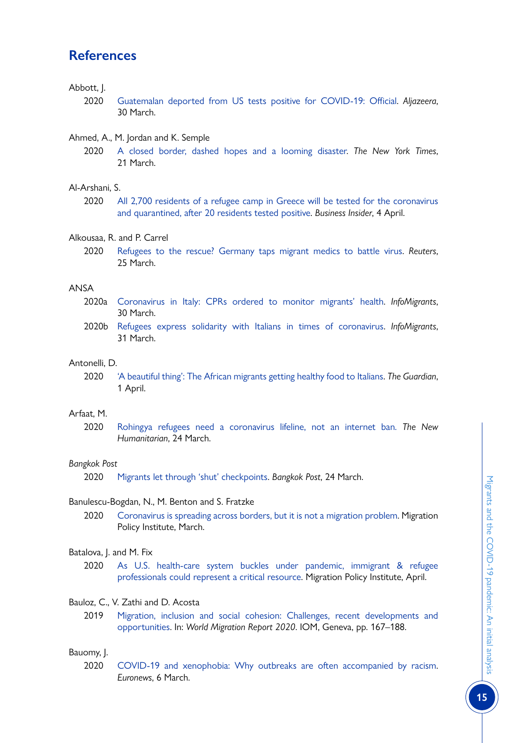## References

Abbott, J.

2020 Guatemalan deported from US tests positive for COVID-19: Official. *Aljazeera*, 30 March.

Ahmed, A., M. Jordan and K. Semple

2020 A closed border, dashed hopes and a looming disaster. *The New York Times*, 21 March.

Al-Arshani, S.

2020 All 2,700 residents of a refugee camp in Greece will be tested for the coronavirus and quarantined, after 20 residents tested positive. *Business Insider*, 4 April.

Alkousaa, R. and P. Carrel

2020 Refugees to the rescue? Germany taps migrant medics to battle virus. *Reuters*, 25 March.

ANSA

2020a Coronavirus in Italy: CPRs ordered to monitor migrants' health. *InfoMigrants*, 30 March.

2020b Refugees express solidarity with Italians in times of coronavirus. *InfoMigrants*, 31 March.

Antonelli, D.

2020 'A beautiful thing': The African migrants getting healthy food to Italians. *The Guardian*, 1 April.

Arfaat, M.

2020 Rohingya refugees need a coronavirus lifeline, not an internet ban. *The New Humanitarian*, 24 March.

*Bangkok Post*

2020 Migrants let through 'shut' checkpoints. *Bangkok Post*, 24 March.

Banulescu-Bogdan, N., M. Benton and S. Fratzke

2020 Coronavirus is spreading across borders, but it is not a migration problem. Migration Policy Institute, March.

Batalova, J. and M. Fix

2020 As U.S. health-care system buckles under pandemic, immigrant & refugee professionals could represent a critical resource. Migration Policy Institute, April.

Bauloz, C., V. Zathi and D. Acosta

2019 Migration, inclusion and social cohesion: Challenges, recent developments and opportunities. In: *World Migration Report 2020*. IOM, Geneva, pp. 167–188.

Bauomy, J.

2020 COVID-19 and xenophobia: Why outbreaks are often accompanied by racism. *Euronews*, 6 March.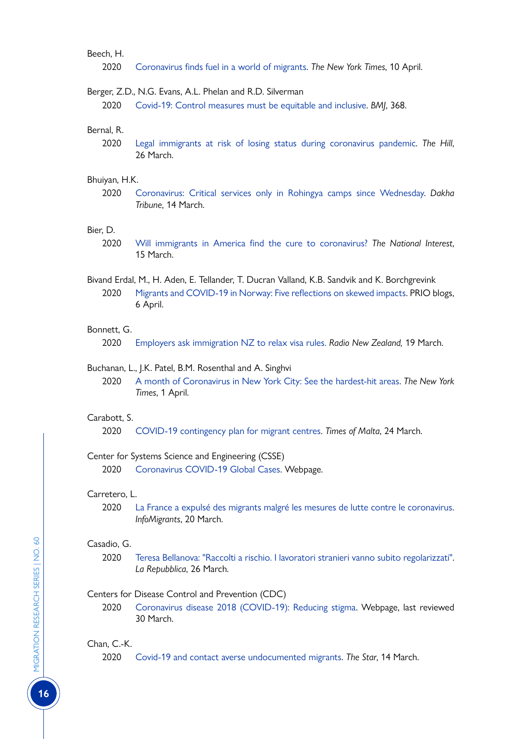Beech, H.

2020 Coronavirus finds fuel in a world of migrants. *The New York Times*, 10 April.

Berger, Z.D., N.G. Evans, A.L. Phelan and R.D. Silverman

2020 Covid-19: Control measures must be equitable and inclusive. *BMJ*, 368.

Bernal, R.

2020 Legal immigrants at risk of losing status during coronavirus pandemic. *The Hill*, 26 March.

Bhuiyan, H.K.

2020 Coronavirus: Critical services only in Rohingya camps since Wednesday. *Dakha Tribune*, 14 March.

Bier, D.

2020 Will immigrants in America find the cure to coronavirus? *The National Interest*, 15 March.

Bivand Erdal, M., H. Aden, E. Tellander, T. Ducran Valland, K.B. Sandvik and K. Borchgrevink

2020 Migrants and COVID-19 in Norway: Five reflections on skewed impacts. PRIO blogs, 6 April.

Bonnett, G.

2020 Employers ask immigration NZ to relax visa rules. *Radio New Zealand,* 19 March.

Buchanan, L., J.K. Patel, B.M. Rosenthal and A. Singhvi

2020 A month of Coronavirus in New York City: See the hardest-hit areas. *The New York Times*, 1 April.

Carabott, S.

2020 COVID-19 contingency plan for migrant centres. *Times of Malta*, 24 March.

Center for Systems Science and Engineering (CSSE)

2020 Coronavirus COVID-19 Global Cases. Webpage.

Carretero, L.

2020 La France a expulsé des migrants malgré les mesures de lutte contre le coronavirus. *InfoMigrants*, 20 March.

Casadio, G.

2020 Teresa Bellanova: "Raccolti a rischio. I lavoratori stranieri vanno subito regolarizzati". *La Repubblica*, 26 March.

Centers for Disease Control and Prevention (CDC)

2020 Coronavirus disease 2018 (COVID-19): Reducing stigma. Webpage, last reviewed 30 March.

Chan, C.-K.

2020 Covid-19 and contact averse undocumented migrants. *The Star*, 14 March.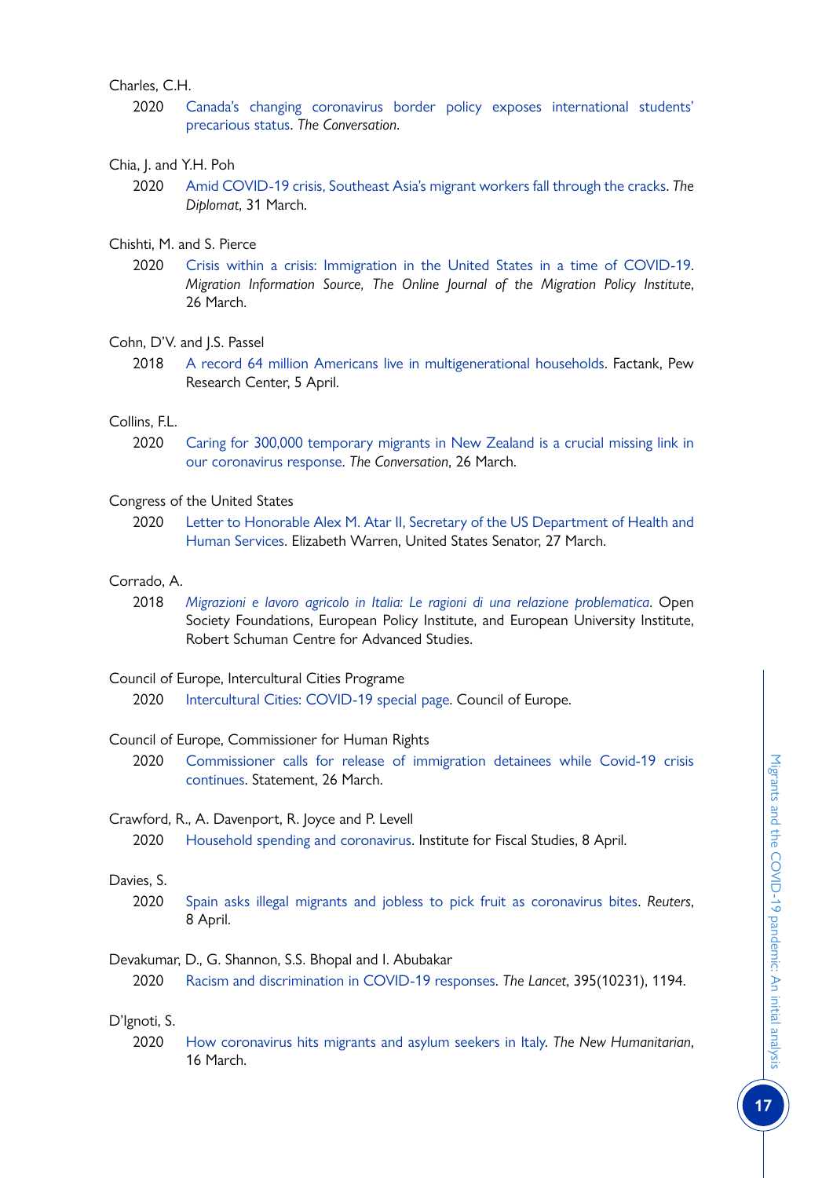Charles, C.H.

2020 Canada's changing coronavirus border policy exposes international students' precarious status. *The Conversation*.

Chia, J. and Y.H. Poh

2020 Amid COVID-19 crisis, Southeast Asia's migrant workers fall through the cracks. *The Diplomat*, 31 March.

Chishti, M. and S. Pierce

2020 Crisis within a crisis: Immigration in the United States in a time of COVID-19. *Migration Information Source, The Online Journal of the Migration Policy Institute*, 26 March.

Cohn, D'V. and J.S. Passel

2018 A record 64 million Americans live in multigenerational households. Factank, Pew Research Center, 5 April.

Collins, F.L.

2020 Caring for 300,000 temporary migrants in New Zealand is a crucial missing link in our coronavirus response. *The Conversation*, 26 March.

Congress of the United States

2020 Letter to Honorable Alex M. Atar II, Secretary of the US Department of Health and Human Services. Elizabeth Warren, United States Senator, 27 March.

Corrado, A.

2018 *Migrazioni e lavoro agricolo in Italia: Le ragioni di una relazione problematica*. Open Society Foundations, European Policy Institute, and European University Institute, Robert Schuman Centre for Advanced Studies.

Council of Europe, Intercultural Cities Programe

2020 Intercultural Cities: COVID-19 special page. Council of Europe.

Council of Europe, Commissioner for Human Rights

2020 Commissioner calls for release of immigration detainees while Covid-19 crisis continues. Statement, 26 March.

Crawford, R., A. Davenport, R. Joyce and P. Levell

2020 Household spending and coronavirus. Institute for Fiscal Studies, 8 April.

Davies, S.

2020 Spain asks illegal migrants and jobless to pick fruit as coronavirus bites. *Reuters*, 8 April.

Devakumar, D., G. Shannon, S.S. Bhopal and I. Abubakar

2020 Racism and discrimination in COVID-19 responses. *The Lancet*, 395(10231), 1194.

D'Ignoti, S.

2020 How coronavirus hits migrants and asylum seekers in Italy. *The New Humanitarian*, 16 March.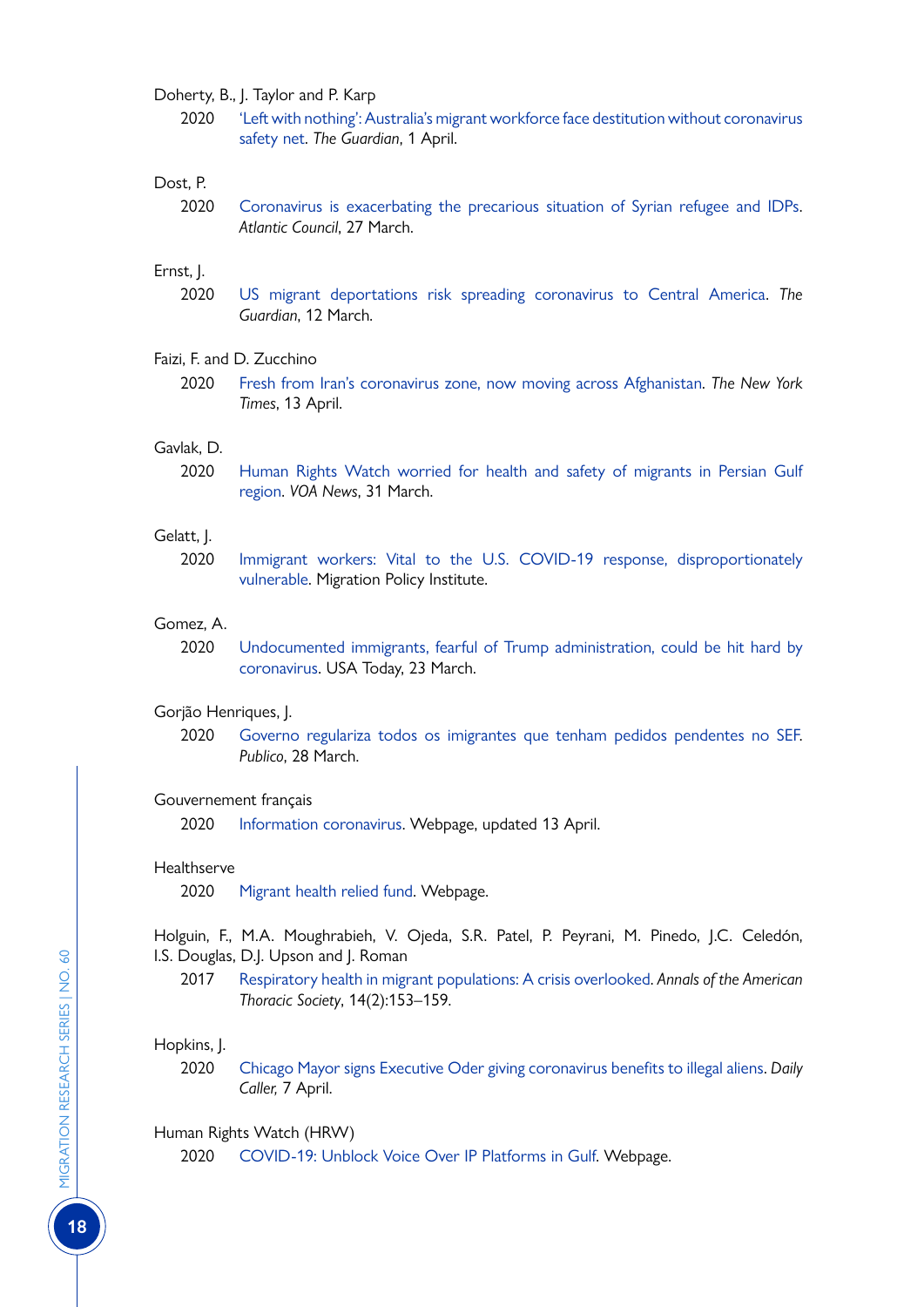Doherty, B., J. Taylor and P. Karp

2020 'Left with nothing': Australia's migrant workforce face destitution without coronavirus safety net. *The Guardian*, 1 April.

Dost, P.

2020 Coronavirus is exacerbating the precarious situation of Syrian refugee and IDPs. *Atlantic Council*, 27 March.

Ernst, J.

2020 US migrant deportations risk spreading coronavirus to Central America. *The Guardian*, 12 March.

Faizi, F. and D. Zucchino

2020 Fresh from Iran's coronavirus zone, now moving across Afghanistan. *The New York Times*, 13 April.

Gavlak, D.

2020 Human Rights Watch worried for health and safety of migrants in Persian Gulf region. *VOA News*, 31 March.

Gelatt, J.

2020 Immigrant workers: Vital to the U.S. COVID-19 response, disproportionately vulnerable. Migration Policy Institute.

Gomez, A.

2020 Undocumented immigrants, fearful of Trump administration, could be hit hard by coronavirus. USA Today, 23 March.

Gorjão Henriques, J.

2020 Governo regulariza todos os imigrantes que tenham pedidos pendentes no SEF. *Publico*, 28 March.

Gouvernement français

2020 Information coronavirus. Webpage, updated 13 April.

Healthserve

2020 Migrant health relied fund. Webpage.

Holguin, F., M.A. Moughrabieh, V. Ojeda, S.R. Patel, P. Peyrani, M. Pinedo, J.C. Celedón, I.S. Douglas, D.J. Upson and J. Roman

2017 Respiratory health in migrant populations: A crisis overlooked. *Annals of the American Thoracic Society*, 14(2):153–159.

Hopkins, J.

2020 Chicago Mayor signs Executive Oder giving coronavirus benefits to illegal aliens. *Daily Caller,* 7 April.

Human Rights Watch (HRW)

2020 COVID-19: Unblock Voice Over IP Platforms in Gulf. Webpage.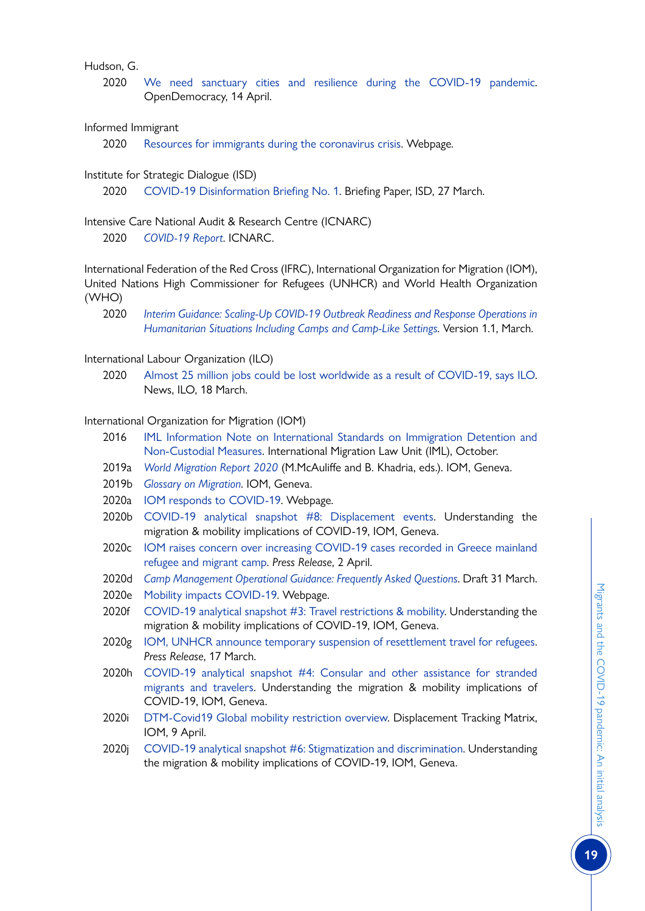Hudson, G.

2020 We need sanctuary cities and resilience during the COVID-19 pandemic. OpenDemocracy, 14 April.

Informed Immigrant

2020 Resources for immigrants during the coronavirus crisis. Webpage.

Institute for Strategic Dialogue (ISD)

2020 COVID-19 Disinformation Briefing No. 1. Briefing Paper, ISD, 27 March.

Intensive Care National Audit & Research Centre (ICNARC)

2020 *COVID-19 Report*. ICNARC.

International Federation of the Red Cross (IFRC), International Organization for Migration (IOM), United Nations High Commissioner for Refugees (UNHCR) and World Health Organization (WHO)

2020 *Interim Guidance: Scaling-Up COVID-19 Outbreak Readiness and Response Operations in Humanitarian Situations Including Camps and Camp-Like Settings*. Version 1.1, March.

International Labour Organization (ILO)

2020 Almost 25 million jobs could be lost worldwide as a result of COVID-19, says ILO. News, ILO, 18 March.

International Organization for Migration (IOM)

2016 IML Information Note on International Standards on Immigration Detention and Non-Custodial Measures. International Migration Law Unit (IML), October.

2019a *World Migration Report 2020* (M.McAuliffe and B. Khadria, eds.). IOM, Geneva.

2019b *Glossary on Migration*. IOM, Geneva.

2020a IOM responds to COVID-19. Webpage.

2020b COVID-19 analytical snapshot #8: Displacement events. Understanding the migration & mobility implications of COVID-19, IOM, Geneva.

2020c IOM raises concern over increasing COVID-19 cases recorded in Greece mainland refugee and migrant camp. *Press Release*, 2 April.

2020d *Camp Management Operational Guidance: Frequently Asked Questions*. Draft 31 March.

2020e Mobility impacts COVID-19. Webpage.

2020f COVID-19 analytical snapshot #3: Travel restrictions & mobility. Understanding the migration & mobility implications of COVID-19, IOM, Geneva.

2020g IOM, UNHCR announce temporary suspension of resettlement travel for refugees. *Press Release*, 17 March.

2020h COVID-19 analytical snapshot #4: Consular and other assistance for stranded migrants and travelers. Understanding the migration & mobility implications of COVID-19, IOM, Geneva.

2020i DTM-Covid19 Global mobility restriction overview. Displacement Tracking Matrix, IOM, 9 April.

2020j COVID-19 analytical snapshot #6: Stigmatization and discrimination. Understanding the migration & mobility implications of COVID-19, IOM, Geneva.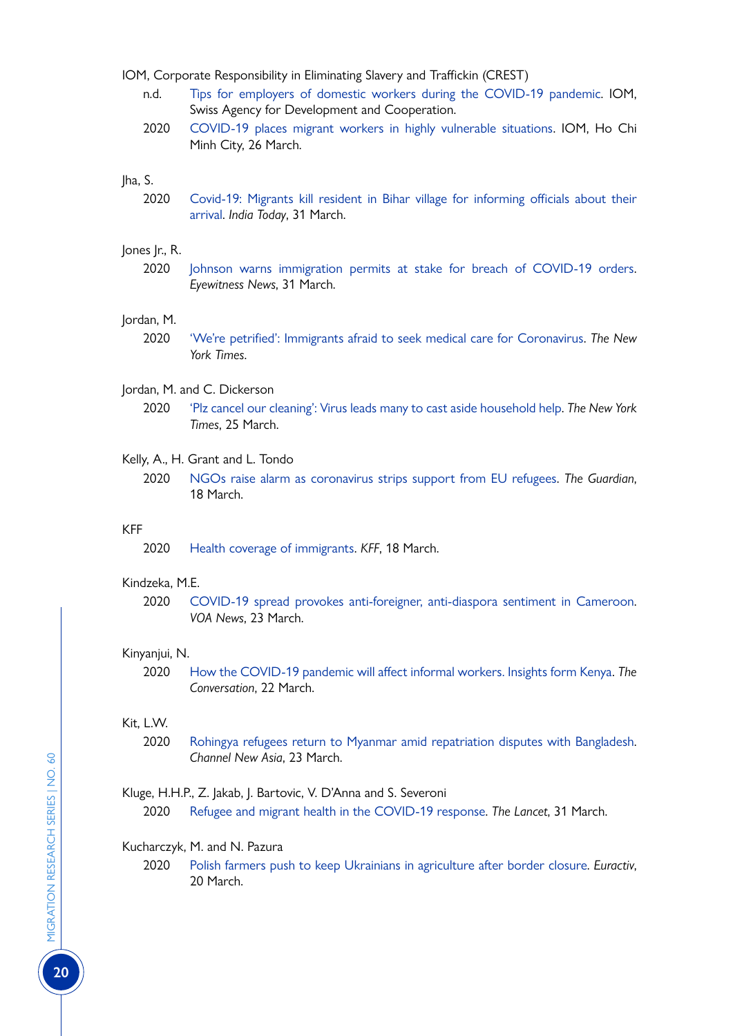IOM, Corporate Responsibility in Eliminating Slavery and Traffickin (CREST)

n.d. Tips for employers of domestic workers during the COVID-19 pandemic. IOM, Swiss Agency for Development and Cooperation.

2020 COVID-19 places migrant workers in highly vulnerable situations. IOM, Ho Chi Minh City, 26 March.

Jha, S.

2020 Covid-19: Migrants kill resident in Bihar village for informing officials about their arrival. *India Today*, 31 March.

Jones Jr., R.

2020 Johnson warns immigration permits at stake for breach of COVID-19 orders. *Eyewitness News*, 31 March.

Jordan, M.

2020 'We're petrified': Immigrants afraid to seek medical care for Coronavirus. *The New York Times*.

Jordan, M. and C. Dickerson

2020 'Plz cancel our cleaning': Virus leads many to cast aside household help. *The New York Times*, 25 March.

Kelly, A., H. Grant and L. Tondo

2020 NGOs raise alarm as coronavirus strips support from EU refugees. *The Guardian*, 18 March.

KFF

2020 Health coverage of immigrants. *KFF*, 18 March.

Kindzeka, M.E.

2020 COVID-19 spread provokes anti-foreigner, anti-diaspora sentiment in Cameroon. *VOA News*, 23 March.

Kinyanjui, N.

2020 How the COVID-19 pandemic will affect informal workers. Insights form Kenya. *The Conversation*, 22 March.

Kit, L.W.

2020 Rohingya refugees return to Myanmar amid repatriation disputes with Bangladesh. *Channel New Asia*, 23 March.

Kluge, H.H.P., Z. Jakab, J. Bartovic, V. D'Anna and S. Severoni

2020 Refugee and migrant health in the COVID-19 response. *The Lancet*, 31 March.

Kucharczyk, M. and N. Pazura

2020 Polish farmers push to keep Ukrainians in agriculture after border closure. *Euractiv*, 20 March.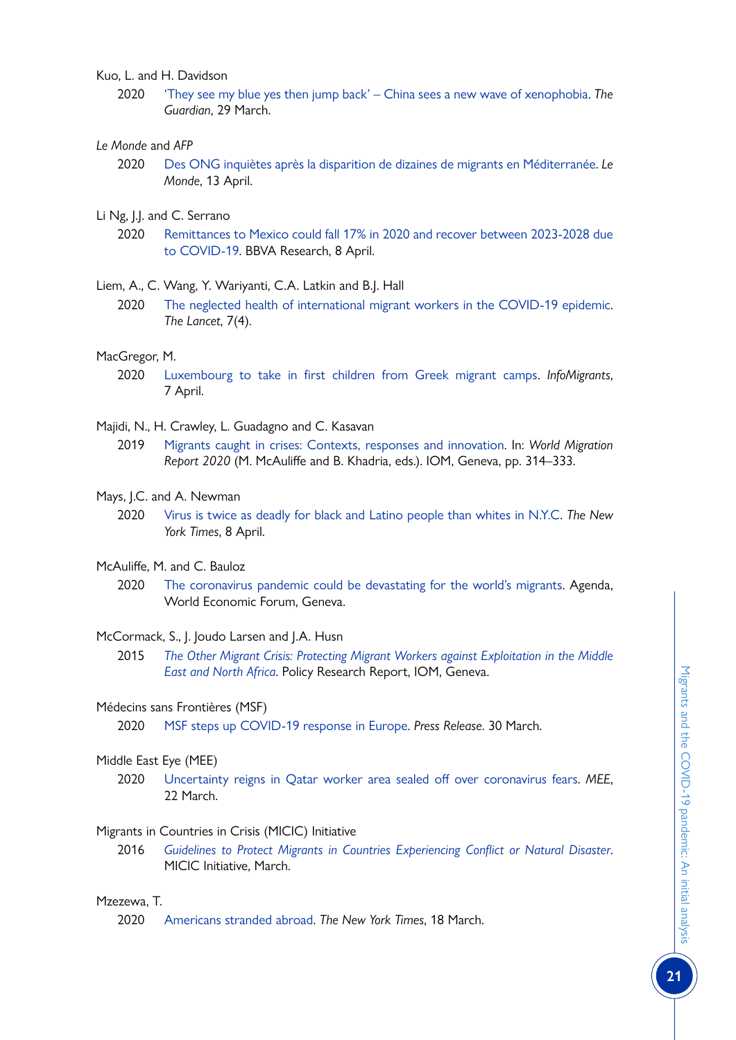Kuo, L. and H. Davidson

2020 'They see my blue yes then jump back' – China sees a new wave of xenophobia. *The Guardian*, 29 March.

*Le Monde* and *AFP*

2020 Des ONG inquiètes après la disparition de dizaines de migrants en Méditerranée. *Le Monde*, 13 April.

Li Ng, J.J. and C. Serrano

2020 Remittances to Mexico could fall 17% in 2020 and recover between 2023-2028 due to COVID-19. BBVA Research, 8 April.

Liem, A., C. Wang, Y. Wariyanti, C.A. Latkin and B.J. Hall

2020 The neglected health of international migrant workers in the COVID-19 epidemic. *The Lancet*, 7(4).

MacGregor, M.

2020 Luxembourg to take in first children from Greek migrant camps. *InfoMigrants*, 7 April.

Majidi, N., H. Crawley, L. Guadagno and C. Kasavan

2019 Migrants caught in crises: Contexts, responses and innovation. In: *World Migration Report 2020* (M. McAuliffe and B. Khadria, eds.). IOM, Geneva, pp. 314–333.

Mays, J.C. and A. Newman

2020 Virus is twice as deadly for black and Latino people than whites in N.Y.C. *The New York Times*, 8 April.

McAuliffe, M. and C. Bauloz

2020 The coronavirus pandemic could be devastating for the world's migrants. Agenda, World Economic Forum, Geneva.

McCormack, S., J. Joudo Larsen and J.A. Husn

2015 *The Other Migrant Crisis: Protecting Migrant Workers against Exploitation in the Middle East and North Africa*. Policy Research Report, IOM, Geneva.

Médecins sans Frontières (MSF)

2020 MSF steps up COVID-19 response in Europe. *Press Release*. 30 March.

Middle East Eye (MEE)

2020 Uncertainty reigns in Qatar worker area sealed off over coronavirus fears. *MEE*, 22 March.

Migrants in Countries in Crisis (MICIC) Initiative

2016 *Guidelines to Protect Migrants in Countries Experiencing Conflict or Natural Disaster*. MICIC Initiative, March.

Mzezewa, T.

2020 Americans stranded abroad. *The New York Times*, 18 March.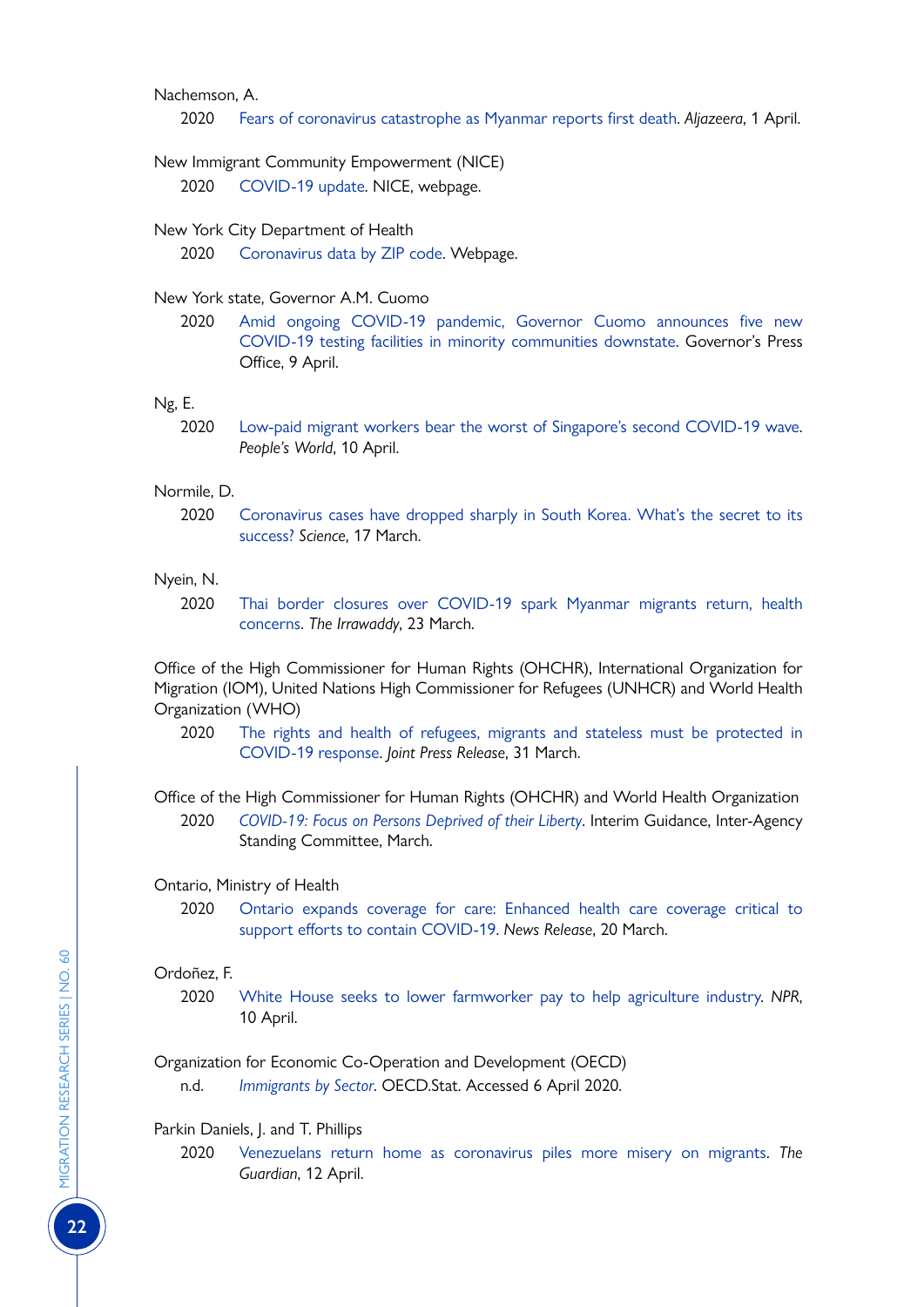Nachemson, A.

2020 Fears of coronavirus catastrophe as Myanmar reports first death. *Aljazeera*, 1 April.

New Immigrant Community Empowerment (NICE)

2020 COVID-19 update. NICE, webpage.

New York City Department of Health

2020 Coronavirus data by ZIP code. Webpage.

New York state, Governor A.M. Cuomo

2020 Amid ongoing COVID-19 pandemic, Governor Cuomo announces five new COVID-19 testing facilities in minority communities downstate. Governor's Press Office, 9 April.

Ng, E.

2020 Low-paid migrant workers bear the worst of Singapore's second COVID-19 wave. *People's World*, 10 April.

Normile, D.

2020 Coronavirus cases have dropped sharply in South Korea. What's the secret to its success? *Science*, 17 March.

Nyein, N.

2020 Thai border closures over COVID-19 spark Myanmar migrants return, health concerns. *The Irrawaddy*, 23 March.

Office of the High Commissioner for Human Rights (OHCHR), International Organization for Migration (IOM), United Nations High Commissioner for Refugees (UNHCR) and World Health Organization (WHO)

2020 The rights and health of refugees, migrants and stateless must be protected in COVID-19 response. *Joint Press Release*, 31 March.

Office of the High Commissioner for Human Rights (OHCHR) and World Health Organization

2020 *COVID-19: Focus on Persons Deprived of their Liberty*. Interim Guidance, Inter-Agency Standing Committee, March.

Ontario, Ministry of Health

2020 Ontario expands coverage for care: Enhanced health care coverage critical to support efforts to contain COVID-19. *News Release*, 20 March.

Ordoñez, F.

2020 White House seeks to lower farmworker pay to help agriculture industry. *NPR*, 10 April.

Organization for Economic Co-Operation and Development (OECD)

n.d. *Immigrants by Sector*. OECD.Stat. Accessed 6 April 2020.

Parkin Daniels, J. and T. Phillips

2020 Venezuelans return home as coronavirus piles more misery on migrants. *The Guardian*, 12 April.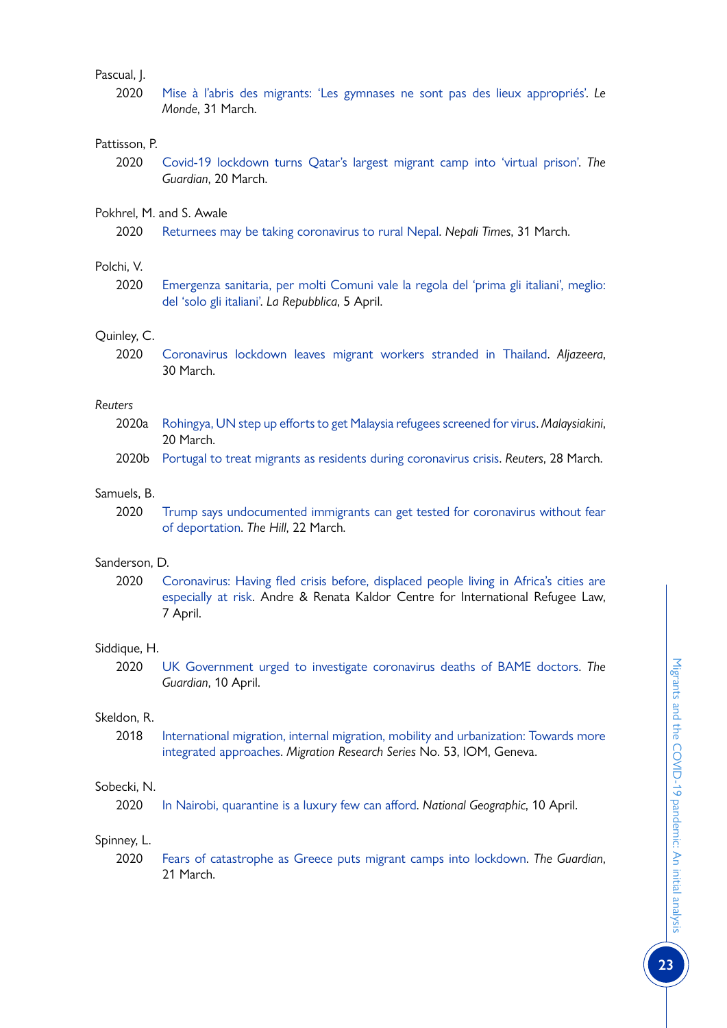Pascual, J.

2020 Mise à l'abris des migrants: 'Les gymnases ne sont pas des lieux appropriés'. *Le Monde*, 31 March.

Pattisson, P.

2020 Covid-19 lockdown turns Qatar's largest migrant camp into 'virtual prison'. *The Guardian*, 20 March.

Pokhrel, M. and S. Awale

2020 Returnees may be taking coronavirus to rural Nepal. *Nepali Times*, 31 March.

Polchi, V.

2020 Emergenza sanitaria, per molti Comuni vale la regola del 'prima gli italiani', meglio: del 'solo gli italiani'. *La Repubblica*, 5 April.

Quinley, C.

2020 Coronavirus lockdown leaves migrant workers stranded in Thailand. *Aljazeera*, 30 March.

*Reuters*

2020a Rohingya, UN step up efforts to get Malaysia refugees screened for virus. *Malaysiakini*, 20 March.

2020b Portugal to treat migrants as residents during coronavirus crisis. *Reuters*, 28 March.

Samuels, B.

2020 Trump says undocumented immigrants can get tested for coronavirus without fear of deportation. *The Hill*, 22 March.

Sanderson, D.

2020 Coronavirus: Having fled crisis before, displaced people living in Africa's cities are especially at risk. Andre & Renata Kaldor Centre for International Refugee Law, 7 April.

Siddique, H.

2020 UK Government urged to investigate coronavirus deaths of BAME doctors. *The Guardian*, 10 April.

Skeldon, R.

2018 International migration, internal migration, mobility and urbanization: Towards more integrated approaches. *Migration Research Series* No. 53, IOM, Geneva.

Sobecki, N.

2020 In Nairobi, quarantine is a luxury few can afford. *National Geographic*, 10 April.

Spinney, L.

2020 Fears of catastrophe as Greece puts migrant camps into lockdown. *The Guardian*, 21 March.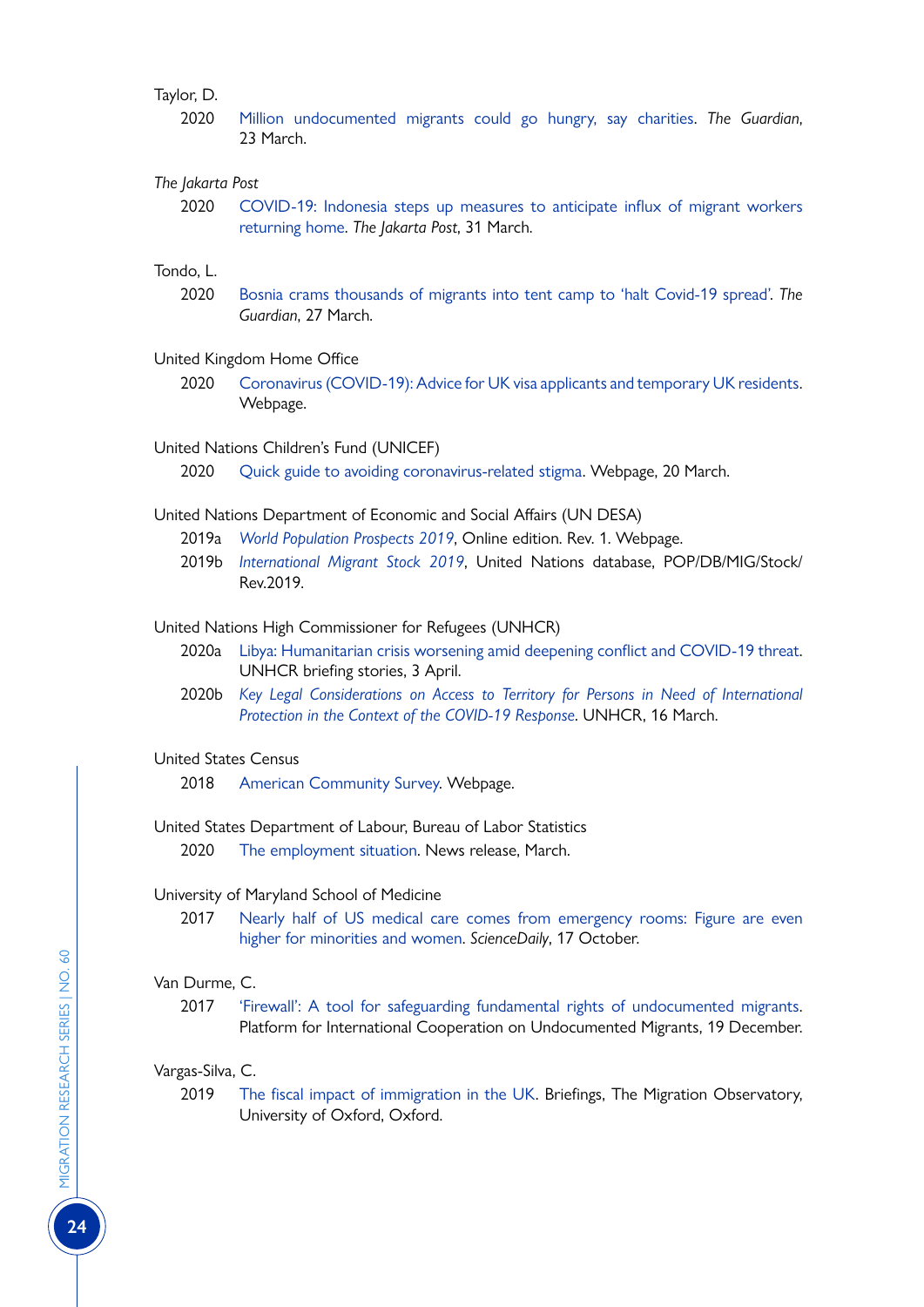Taylor, D.

2020 Million undocumented migrants could go hungry, say charities. *The Guardian*, 23 March.

*The Jakarta Post*

2020 COVID-19: Indonesia steps up measures to anticipate influx of migrant workers returning home. *The Jakarta Post*, 31 March.

Tondo, L.

2020 Bosnia crams thousands of migrants into tent camp to 'halt Covid-19 spread'. *The Guardian*, 27 March.

United Kingdom Home Office

2020 Coronavirus (COVID-19): Advice for UK visa applicants and temporary UK residents. Webpage.

United Nations Children's Fund (UNICEF)

2020 Quick guide to avoiding coronavirus-related stigma. Webpage, 20 March.

United Nations Department of Economic and Social Affairs (UN DESA)

2019a *World Population Prospects 2019*, Online edition. Rev. 1. Webpage.

2019b *International Migrant Stock 2019*, United Nations database, POP/DB/MIG/Stock/Rev.2019.

United Nations High Commissioner for Refugees (UNHCR)

2020a Libya: Humanitarian crisis worsening amid deepening conflict and COVID-19 threat. UNHCR briefing stories, 3 April.

2020b *Key Legal Considerations on Access to Territory for Persons in Need of International Protection in the Context of the COVID-19 Response*. UNHCR, 16 March.

United States Census

2018 American Community Survey. Webpage.

United States Department of Labour, Bureau of Labor Statistics

2020 The employment situation. News release, March.

University of Maryland School of Medicine

2017 Nearly half of US medical care comes from emergency rooms: Figure are even higher for minorities and women. *ScienceDaily*, 17 October.

Van Durme, C.

2017 'Firewall': A tool for safeguarding fundamental rights of undocumented migrants. Platform for International Cooperation on Undocumented Migrants, 19 December.

Vargas-Silva, C.

2019 The fiscal impact of immigration in the UK. Briefings, The Migration Observatory, University of Oxford, Oxford.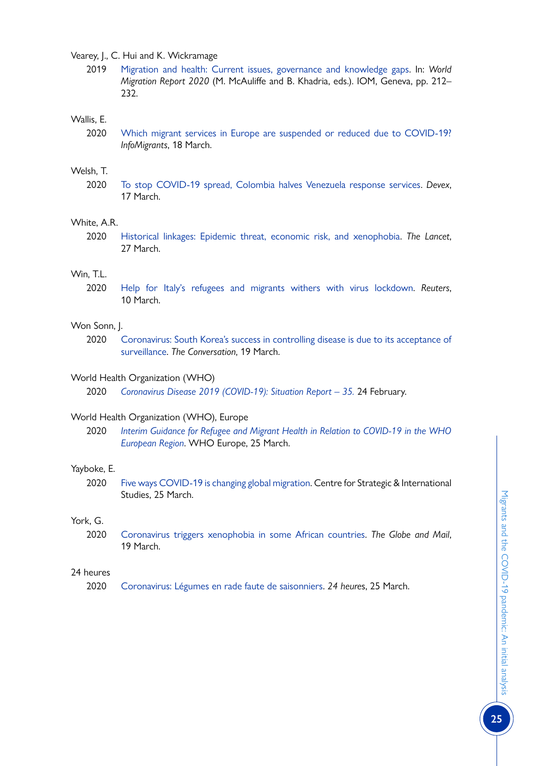Vearey, J., C. Hui and K. Wickramage

2019 Migration and health: Current issues, governance and knowledge gaps. In: *World Migration Report 2020* (M. McAuliffe and B. Khadria, eds.). IOM, Geneva, pp. 212–232.

Wallis, E.

2020 Which migrant services in Europe are suspended or reduced due to COVID-19? *InfoMigrants*, 18 March.

Welsh, T.

2020 To stop COVID-19 spread, Colombia halves Venezuela response services. *Devex*, 17 March.

White, A.R.

2020 Historical linkages: Epidemic threat, economic risk, and xenophobia. *The Lancet*, 27 March.

Win, T.L.

2020 Help for Italy's refugees and migrants withers with virus lockdown. *Reuters*, 10 March.

Won Sonn, J.

2020 Coronavirus: South Korea's success in controlling disease is due to its acceptance of surveillance. *The Conversation*, 19 March.

World Health Organization (WHO)

2020 *Coronavirus Disease 2019 (COVID-19): Situation Report – 35.* 24 February.

World Health Organization (WHO), Europe

2020 *Interim Guidance for Refugee and Migrant Health in Relation to COVID-19 in the WHO European Region*. WHO Europe, 25 March.

Yayboke, E.

2020 Five ways COVID-19 is changing global migration. Centre for Strategic & International Studies, 25 March.

York, G.

2020 Coronavirus triggers xenophobia in some African countries. *The Globe and Mail*, 19 March.

24 heures

2020 Coronavirus: Légumes en rade faute de saisonniers. *24 heures*, 25 March.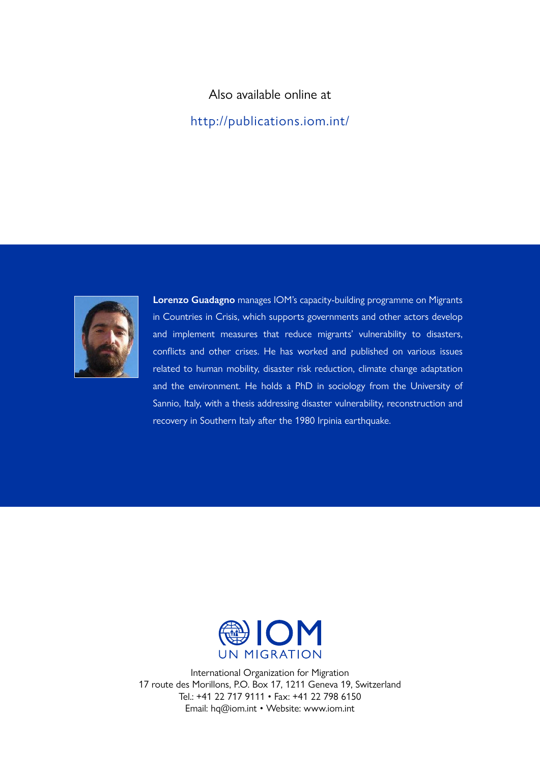Also available online at

http://publications.iom.int/

**Lorenzo Guadagno** manages IOM's capacity-building programme on Migrants in Countries in Crisis, which supports governments and other actors develop and implement measures that reduce migrants' vulnerability to disasters, conflicts and other crises. He has worked and published on various issues related to human mobility, disaster risk reduction, climate change adaptation and the environment. He holds a PhD in sociology from the University of Sannio, Italy, with a thesis addressing disaster vulnerability, reconstruction and recovery in Southern Italy after the 1980 Irpinia earthquake.

IOM
UN MIGRATION

International Organization for Migration
17 route des Morillons, P.O. Box 17, 1211 Geneva 19, Switzerland
Tel.: +41 22 717 9111 • Fax: +41 22 798 6150
Email: hq@iom.int • Website: www.iom.int